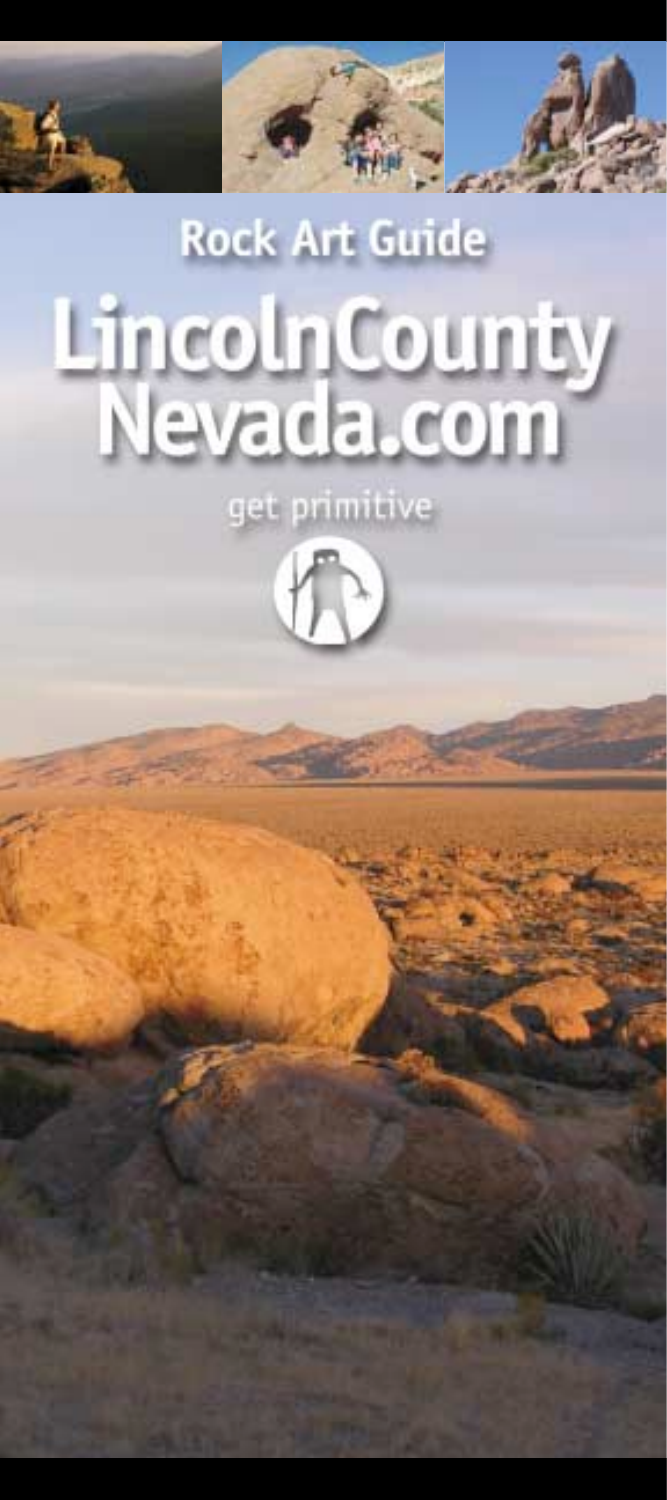# Rock Art Guide

# LincolnCountyNevada.com

get primitive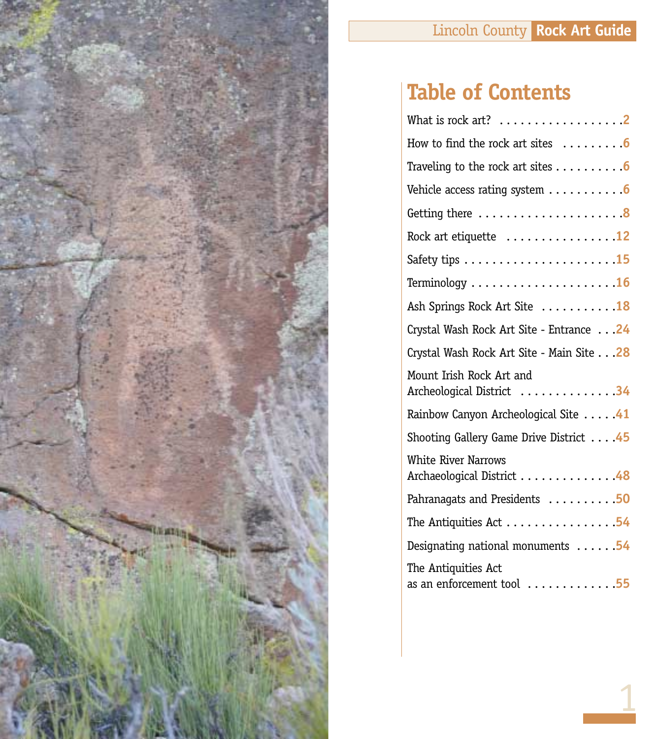# Table of Contents

| | |
|---|---|
| What is rock art? | 2 |
| How to find the rock art sites | 6 |
| Traveling to the rock art sites | 6 |
| Vehicle access rating system | 6 |
| Getting there | 8 |
| Rock art etiquette | 12 |
| Safety tips | 15 |
| Terminology | 16 |
| Ash Springs Rock Art Site | 18 |
| Crystal Wash Rock Art Site - Entrance | 24 |
| Crystal Wash Rock Art Site - Main Site | 28 |
| Mount Irish Rock Art and Archeological District | 34 |
| Rainbow Canyon Archeological Site | 41 |
| Shooting Gallery Game Drive District | 45 |
| White River Narrows Archaeological District | 48 |
| Pahranagats and Presidents | 50 |
| The Antiquities Act | 54 |
| Designating national monuments | 54 |
| The Antiquities Act as an enforcement tool | 55 |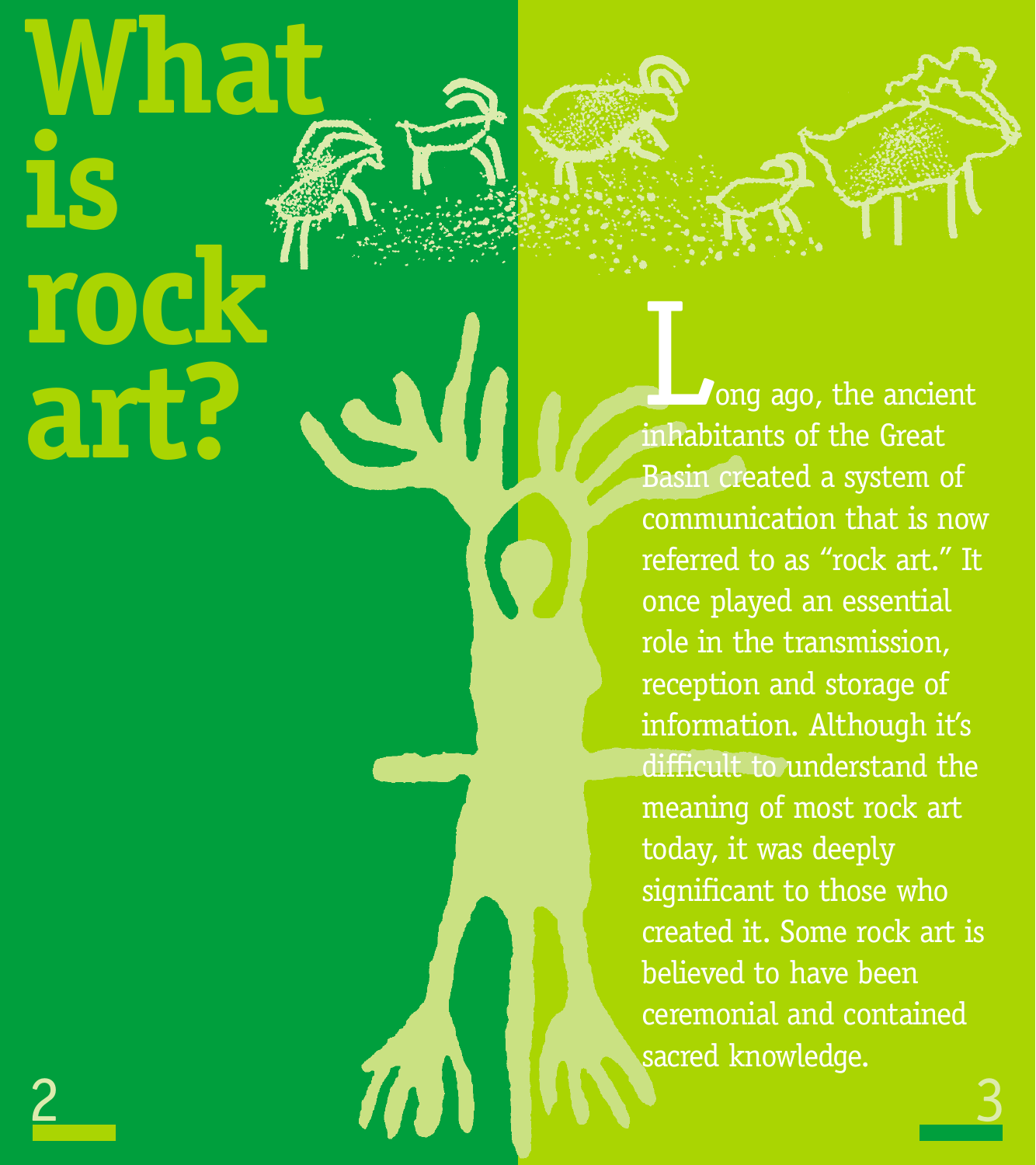# What is rock art?

Long ago, the ancient inhabitants of the Great Basin created a system of communication that is now referred to as "rock art." It once played an essential role in the transmission, reception and storage of information. Although it's difficult to understand the meaning of most rock art today, it was deeply significant to those who created it. Some rock art is believed to have been ceremonial and contained sacred knowledge.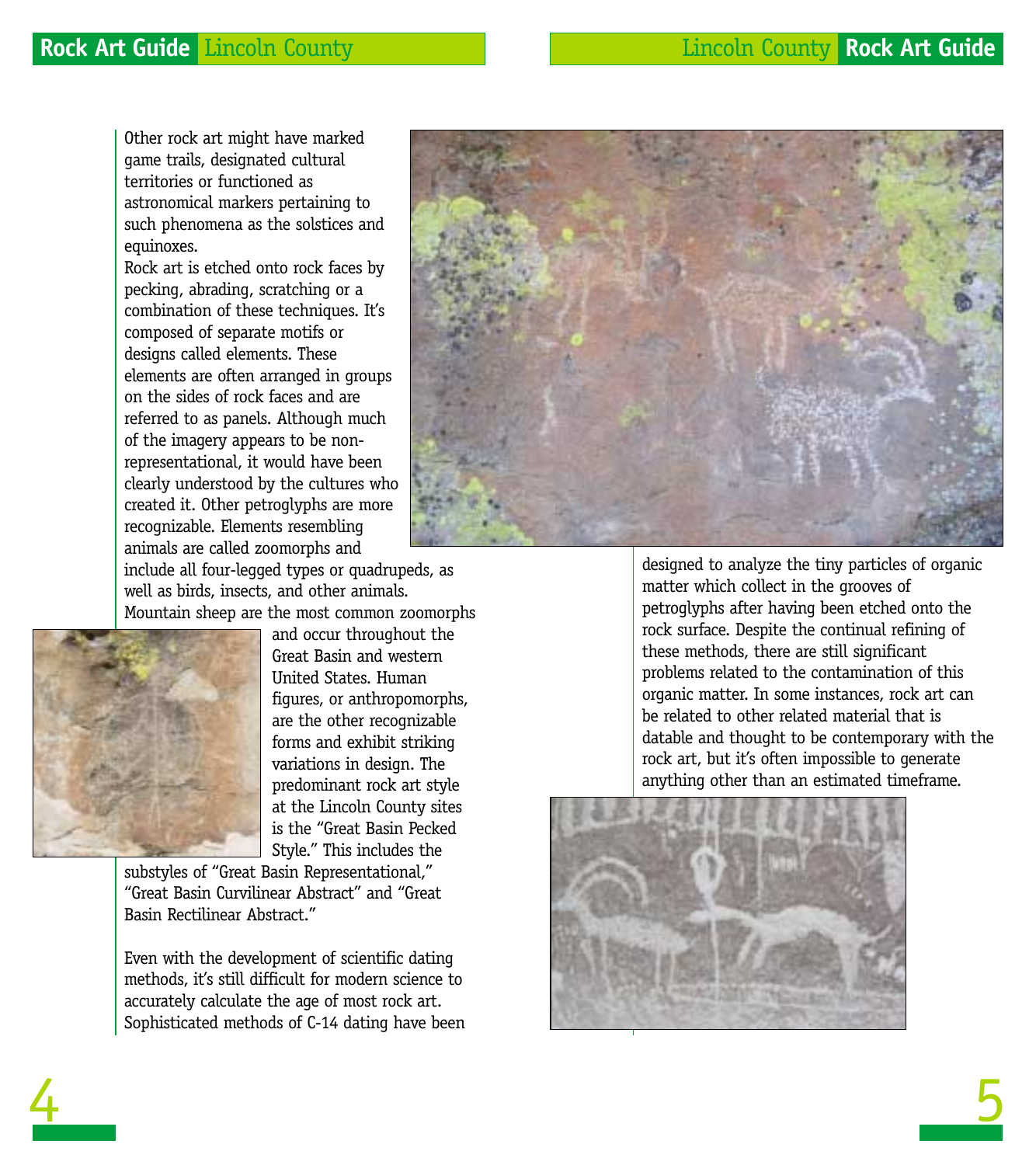Other rock art might have marked game trails, designated cultural territories or functioned as astronomical markers pertaining to such phenomena as the solstices and equinoxes.

Rock art is etched onto rock faces by pecking, abrading, scratching or a combination of these techniques. It's composed of separate motifs or designs called elements. These elements are often arranged in groups on the sides of rock faces and are referred to as panels. Although much of the imagery appears to be non-representational, it would have been clearly understood by the cultures who created it. Other petroglyphs are more recognizable. Elements resembling animals are called zoomorphs and include all four-legged types or quadrupeds, as well as birds, insects, and other animals. Mountain sheep are the most common zoomorphs and occur throughout the Great Basin and western United States. Human figures, or anthropomorphs, are the other recognizable forms and exhibit striking variations in design. The predominant rock art style at the Lincoln County sites is the "Great Basin Pecked Style." This includes the substyles of "Great Basin Representational," "Great Basin Curvilinear Abstract" and "Great Basin Rectilinear Abstract."

Even with the development of scientific dating methods, it's still difficult for modern science to accurately calculate the age of most rock art. Sophisticated methods of C-14 dating have been designed to analyze the tiny particles of organic matter which collect in the grooves of petroglyphs after having been etched onto the rock surface. Despite the continual refining of these methods, there are still significant problems related to the contamination of this organic matter. In some instances, rock art can be related to other related material that is datable and thought to be contemporary with the rock art, but it's often impossible to generate anything other than an estimated timeframe.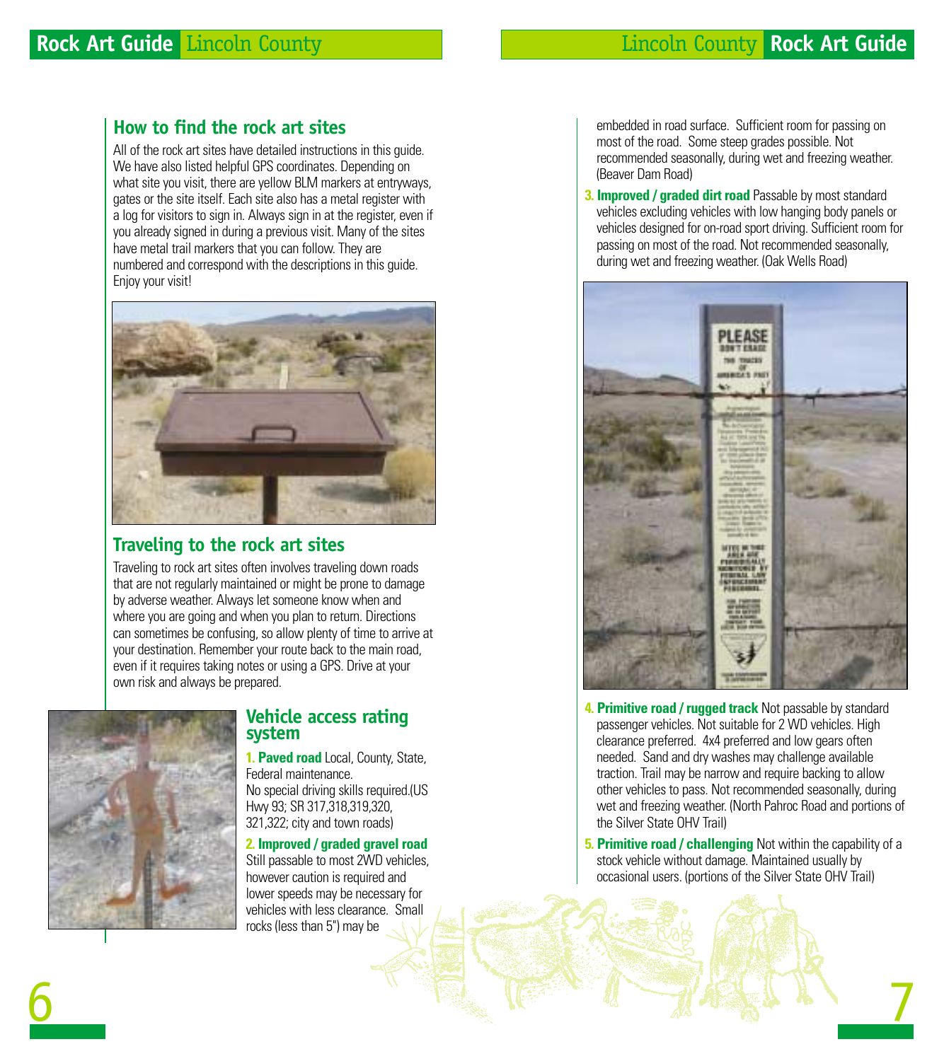## How to find the rock art sites

All of the rock art sites have detailed instructions in this guide. We have also listed helpful GPS coordinates. Depending on what site you visit, there are yellow BLM markers at entryways, gates or the site itself. Each site also has a metal register with a log for visitors to sign in. Always sign in at the register, even if you already signed in during a previous visit. Many of the sites have metal trail markers that you can follow. They are numbered and correspond with the descriptions in this guide. Enjoy your visit!

## Traveling to the rock art sites

Traveling to rock art sites often involves traveling down roads that are not regularly maintained or might be prone to damage by adverse weather. Always let someone know when and where you are going and when you plan to return. Directions can sometimes be confusing, so allow plenty of time to arrive at your destination. Remember your route back to the main road, even if it requires taking notes or using a GPS. Drive at your own risk and always be prepared.

## Vehicle access rating system

**1. Paved road** Local, County, State, Federal maintenance. No special driving skills required.(US Hwy 93; SR 317,318,319,320, 321,322; city and town roads)

**2. Improved / graded gravel road** Still passable to most 2WD vehicles, however caution is required and lower speeds may be necessary for vehicles with less clearance. Small rocks (less than 5") may be embedded in road surface. Sufficient room for passing on most of the road. Some steep grades possible. Not recommended seasonally, during wet and freezing weather. (Beaver Dam Road)

**3. Improved / graded dirt road** Passable by most standard vehicles excluding vehicles with low hanging body panels or vehicles designed for on-road sport driving. Sufficient room for passing on most of the road. Not recommended seasonally, during wet and freezing weather. (Oak Wells Road)

**4. Primitive road / rugged track** Not passable by standard passenger vehicles. Not suitable for 2 WD vehicles. High clearance preferred. 4x4 preferred and low gears often needed. Sand and dry washes may challenge available traction. Trail may be narrow and require backing to allow other vehicles to pass. Not recommended seasonally, during wet and freezing weather. (North Pahroc Road and portions of the Silver State OHV Trail)

**5. Primitive road / challenging** Not within the capability of a stock vehicle without damage. Maintained usually by occasional users. (portions of the Silver State OHV Trail)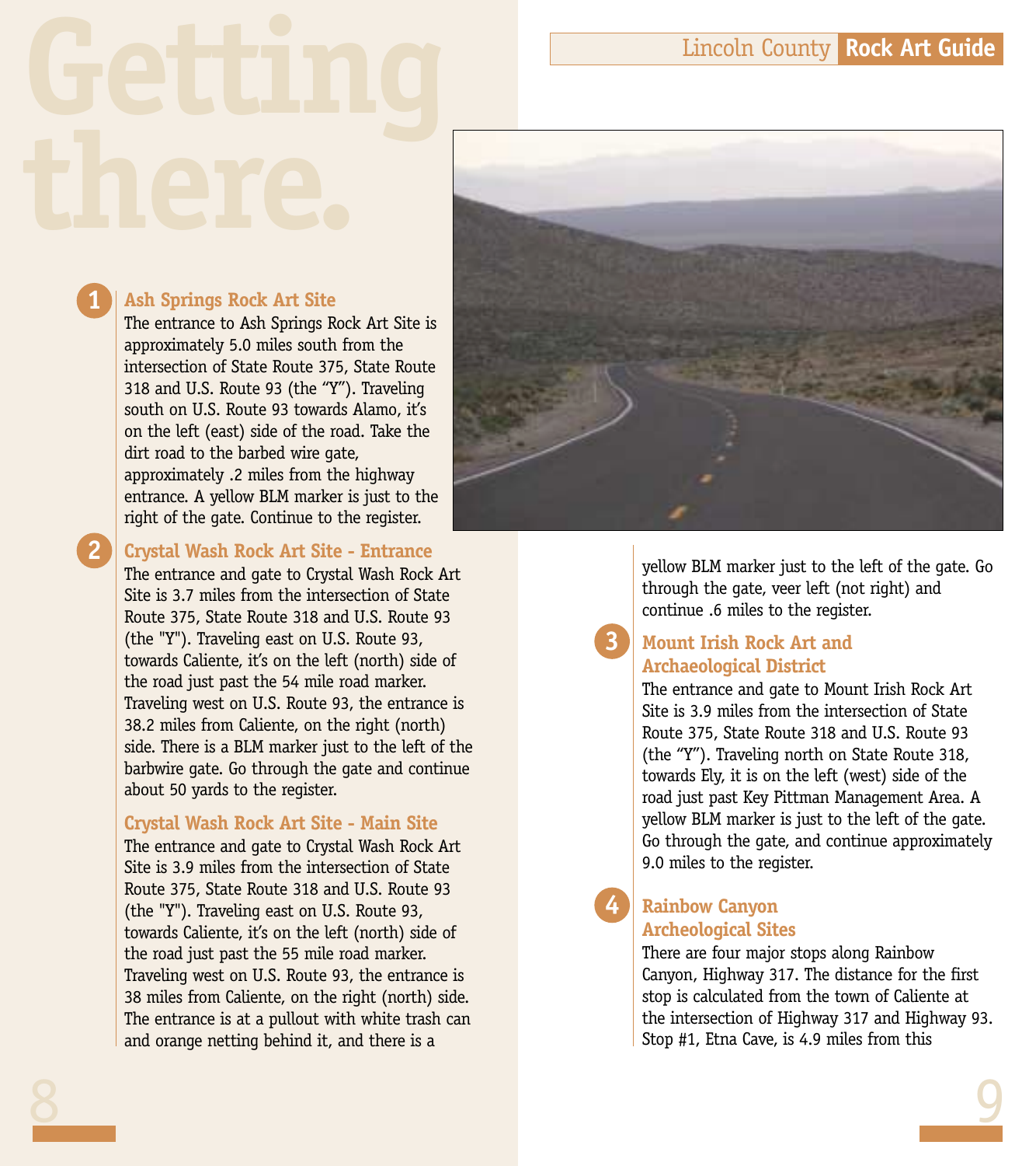# Getting there.

## 1 Ash Springs Rock Art Site

The entrance to Ash Springs Rock Art Site is approximately 5.0 miles south from the intersection of State Route 375, State Route 318 and U.S. Route 93 (the "Y"). Traveling south on U.S. Route 93 towards Alamo, it's on the left (east) side of the road. Take the dirt road to the barbed wire gate, approximately .2 miles from the highway entrance. A yellow BLM marker is just to the right of the gate. Continue to the register.

## 2 Crystal Wash Rock Art Site - Entrance

The entrance and gate to Crystal Wash Rock Art Site is 3.7 miles from the intersection of State Route 375, State Route 318 and U.S. Route 93 (the "Y"). Traveling east on U.S. Route 93, towards Caliente, it's on the left (north) side of the road just past the 54 mile road marker. Traveling west on U.S. Route 93, the entrance is 38.2 miles from Caliente, on the right (north) side. There is a BLM marker just to the left of the barbwire gate. Go through the gate and continue about 50 yards to the register.

### Crystal Wash Rock Art Site - Main Site

The entrance and gate to Crystal Wash Rock Art Site is 3.9 miles from the intersection of State Route 375, State Route 318 and U.S. Route 93 (the "Y"). Traveling east on U.S. Route 93, towards Caliente, it's on the left (north) side of the road just past the 55 mile road marker. Traveling west on U.S. Route 93, the entrance is 38 miles from Caliente, on the right (north) side. The entrance is at a pullout with white trash can and orange netting behind it, and there is a yellow BLM marker just to the left of the gate. Go through the gate, veer left (not right) and continue .6 miles to the register.

## 3 Mount Irish Rock Art and Archaeological District

The entrance and gate to Mount Irish Rock Art Site is 3.9 miles from the intersection of State Route 375, State Route 318 and U.S. Route 93 (the "Y"). Traveling north on State Route 318, towards Ely, it is on the left (west) side of the road just past Key Pittman Management Area. A yellow BLM marker is just to the left of the gate. Go through the gate, and continue approximately 9.0 miles to the register.

## 4 Rainbow Canyon Archeological Sites

There are four major stops along Rainbow Canyon, Highway 317. The distance for the first stop is calculated from the town of Caliente at the intersection of Highway 317 and Highway 93. Stop #1, Etna Cave, is 4.9 miles from this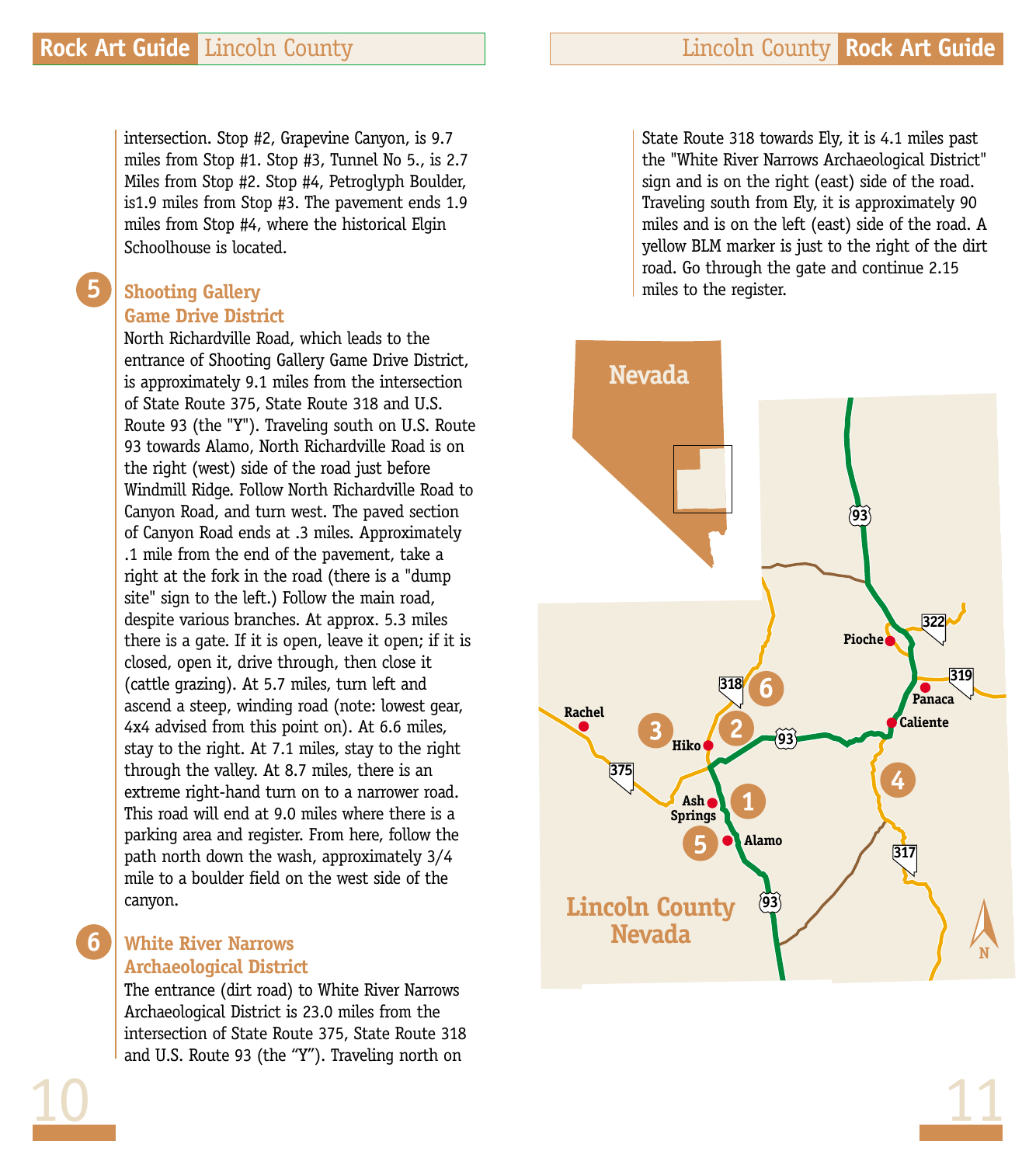intersection. Stop #2, Grapevine Canyon, is 9.7 miles from Stop #1. Stop #3, Tunnel No 5., is 2.7 Miles from Stop #2. Stop #4, Petroglyph Boulder, is1.9 miles from Stop #3. The pavement ends 1.9 miles from Stop #4, where the historical Elgin Schoolhouse is located.

## 5 Shooting Gallery Game Drive District

North Richardville Road, which leads to the entrance of Shooting Gallery Game Drive District, is approximately 9.1 miles from the intersection of State Route 375, State Route 318 and U.S. Route 93 (the "Y"). Traveling south on U.S. Route 93 towards Alamo, North Richardville Road is on the right (west) side of the road just before Windmill Ridge. Follow North Richardville Road to Canyon Road, and turn west. The paved section of Canyon Road ends at .3 miles. Approximately .1 mile from the end of the pavement, take a right at the fork in the road (there is a "dump site" sign to the left.) Follow the main road, despite various branches. At approx. 5.3 miles there is a gate. If it is open, leave it open; if it is closed, open it, drive through, then close it (cattle grazing). At 5.7 miles, turn left and ascend a steep, winding road (note: lowest gear, 4x4 advised from this point on). At 6.6 miles, stay to the right. At 7.1 miles, stay to the right through the valley. At 8.7 miles, there is an extreme right-hand turn on to a narrower road. This road will end at 9.0 miles where there is a parking area and register. From here, follow the path north down the wash, approximately 3/4 mile to a boulder field on the west side of the canyon.

## 6 White River Narrows Archaeological District

The entrance (dirt road) to White River Narrows Archaeological District is 23.0 miles from the intersection of State Route 375, State Route 318 and U.S. Route 93 (the "Y"). Traveling north on State Route 318 towards Ely, it is 4.1 miles past the "White River Narrows Archaeological District" sign and is on the right (east) side of the road. Traveling south from Ely, it is approximately 90 miles and is on the left (east) side of the road. A yellow BLM marker is just to the right of the dirt road. Go through the gate and continue 2.15 miles to the register.

Nevada

Lincoln County Nevada

93, 322, 319, 318, 375, 317

Pioche, Panaca, Caliente, Rachel, Hiko, Ash Springs, Alamo

1, 2, 3, 4, 5, 6

N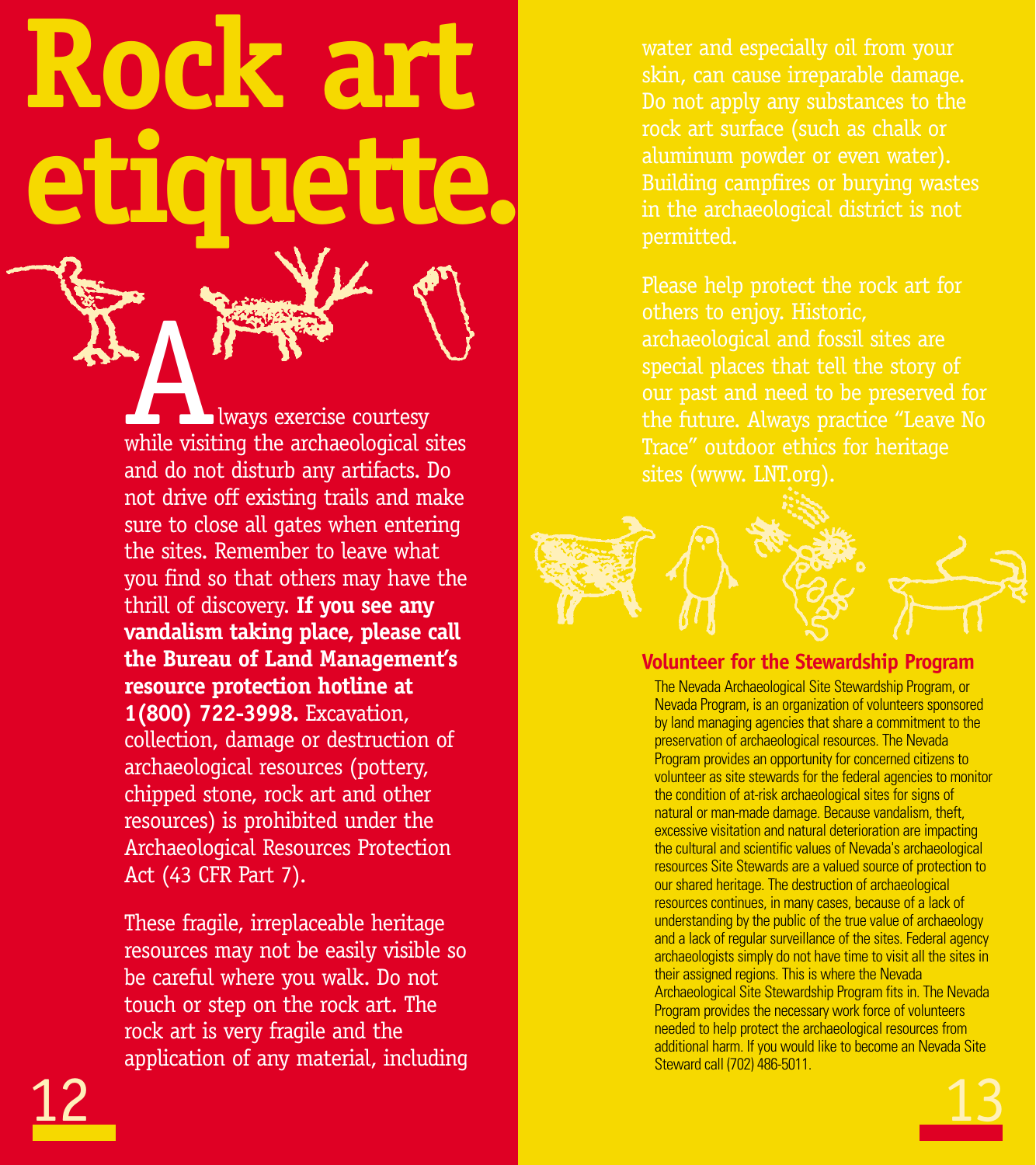# Rock art etiquette.

Always exercise courtesy while visiting the archaeological sites and do not disturb any artifacts. Do not drive off existing trails and make sure to close all gates when entering the sites. Remember to leave what you find so that others may have the thrill of discovery. **If you see any vandalism taking place, please call the Bureau of Land Management's resource protection hotline at 1(800) 722-3998.** Excavation, collection, damage or destruction of archaeological resources (pottery, chipped stone, rock art and other resources) is prohibited under the Archaeological Resources Protection Act (43 CFR Part 7).

These fragile, irreplaceable heritage resources may not be easily visible so be careful where you walk. Do not touch or step on the rock art. The rock art is very fragile and the application of any material, including water and especially oil from your skin, can cause irreparable damage. Do not apply any substances to the rock art surface (such as chalk or aluminum powder or even water). Building campfires or burying wastes in the archaeological district is not permitted.

Please help protect the rock art for others to enjoy. Historic, archaeological and fossil sites are special places that tell the story of our past and need to be preserved for the future. Always practice "Leave No Trace" outdoor ethics for heritage sites (www. LNT.org).

## Volunteer for the Stewardship Program

The Nevada Archaeological Site Stewardship Program, or Nevada Program, is an organization of volunteers sponsored by land managing agencies that share a commitment to the preservation of archaeological resources. The Nevada Program provides an opportunity for concerned citizens to volunteer as site stewards for the federal agencies to monitor the condition of at-risk archaeological sites for signs of natural or man-made damage. Because vandalism, theft, excessive visitation and natural deterioration are impacting the cultural and scientific values of Nevada's archaeological resources Site Stewards are a valued source of protection to our shared heritage. The destruction of archaeological resources continues, in many cases, because of a lack of understanding by the public of the true value of archaeology and a lack of regular surveillance of the sites. Federal agency archaeologists simply do not have time to visit all the sites in their assigned regions. This is where the Nevada Archaeological Site Stewardship Program fits in. The Nevada Program provides the necessary work force of volunteers needed to help protect the archaeological resources from additional harm. If you would like to become an Nevada Site Steward call (702) 486-5011.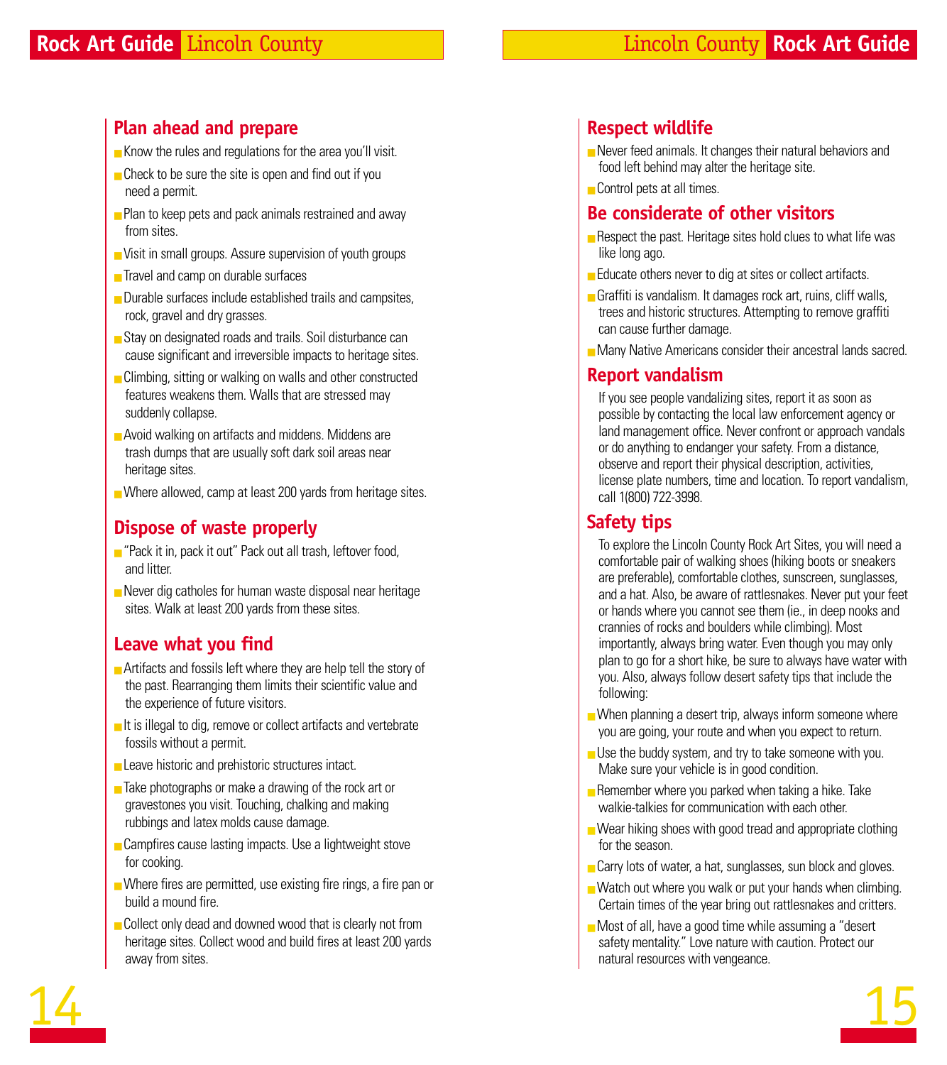## Plan ahead and prepare

- Know the rules and regulations for the area you'll visit.
- Check to be sure the site is open and find out if you need a permit.
- Plan to keep pets and pack animals restrained and away from sites.
- Visit in small groups. Assure supervision of youth groups
- Travel and camp on durable surfaces
- Durable surfaces include established trails and campsites, rock, gravel and dry grasses.
- Stay on designated roads and trails. Soil disturbance can cause significant and irreversible impacts to heritage sites.
- Climbing, sitting or walking on walls and other constructed features weakens them. Walls that are stressed may suddenly collapse.
- Avoid walking on artifacts and middens. Middens are trash dumps that are usually soft dark soil areas near heritage sites.
- Where allowed, camp at least 200 yards from heritage sites.

## Dispose of waste properly

- "Pack it in, pack it out" Pack out all trash, leftover food, and litter.
- Never dig catholes for human waste disposal near heritage sites. Walk at least 200 yards from these sites.

## Leave what you find

- Artifacts and fossils left where they are help tell the story of the past. Rearranging them limits their scientific value and the experience of future visitors.
- It is illegal to dig, remove or collect artifacts and vertebrate fossils without a permit.
- Leave historic and prehistoric structures intact.
- Take photographs or make a drawing of the rock art or gravestones you visit. Touching, chalking and making rubbings and latex molds cause damage.
- Campfires cause lasting impacts. Use a lightweight stove for cooking.
- Where fires are permitted, use existing fire rings, a fire pan or build a mound fire.
- Collect only dead and downed wood that is clearly not from heritage sites. Collect wood and build fires at least 200 yards away from sites.

## Respect wildlife

- Never feed animals. It changes their natural behaviors and food left behind may alter the heritage site.
- Control pets at all times.

## Be considerate of other visitors

- Respect the past. Heritage sites hold clues to what life was like long ago.
- Educate others never to dig at sites or collect artifacts.
- Graffiti is vandalism. It damages rock art, ruins, cliff walls, trees and historic structures. Attempting to remove graffiti can cause further damage.
- Many Native Americans consider their ancestral lands sacred.

## Report vandalism

If you see people vandalizing sites, report it as soon as possible by contacting the local law enforcement agency or land management office. Never confront or approach vandals or do anything to endanger your safety. From a distance, observe and report their physical description, activities, license plate numbers, time and location. To report vandalism, call 1(800) 722-3998.

## Safety tips

To explore the Lincoln County Rock Art Sites, you will need a comfortable pair of walking shoes (hiking boots or sneakers are preferable), comfortable clothes, sunscreen, sunglasses, and a hat. Also, be aware of rattlesnakes. Never put your feet or hands where you cannot see them (ie., in deep nooks and crannies of rocks and boulders while climbing). Most importantly, always bring water. Even though you may only plan to go for a short hike, be sure to always have water with you. Also, always follow desert safety tips that include the following:

- When planning a desert trip, always inform someone where you are going, your route and when you expect to return.
- Use the buddy system, and try to take someone with you. Make sure your vehicle is in good condition.
- Remember where you parked when taking a hike. Take walkie-talkies for communication with each other.
- Wear hiking shoes with good tread and appropriate clothing for the season.
- Carry lots of water, a hat, sunglasses, sun block and gloves.
- Watch out where you walk or put your hands when climbing. Certain times of the year bring out rattlesnakes and critters.
- Most of all, have a good time while assuming a "desert safety mentality." Love nature with caution. Protect our natural resources with vengeance.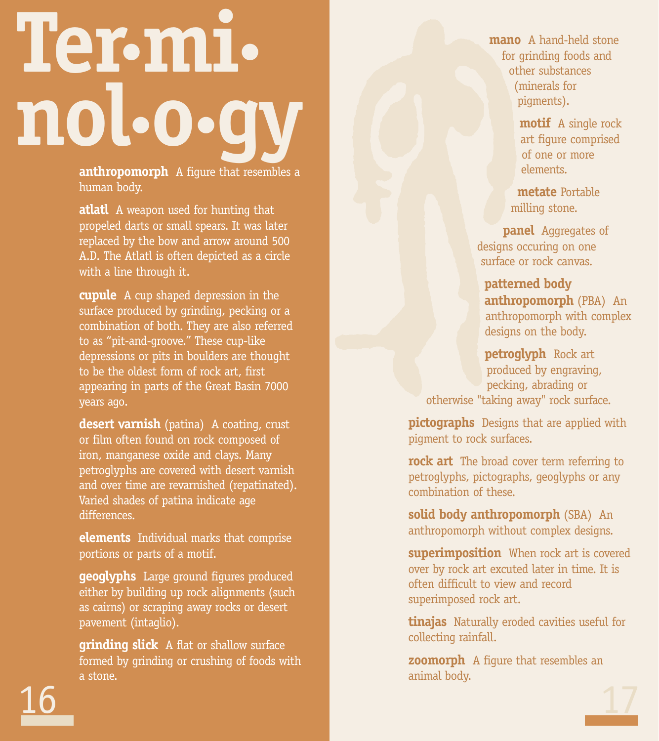# Ter•mi•nol•o•gy

**anthropomorph** A figure that resembles a human body.

**atlatl** A weapon used for hunting that propeled darts or small spears. It was later replaced by the bow and arrow around 500 A.D. The Atlatl is often depicted as a circle with a line through it.

**cupule** A cup shaped depression in the surface produced by grinding, pecking or a combination of both. They are also referred to as "pit-and-groove." These cup-like depressions or pits in boulders are thought to be the oldest form of rock art, first appearing in parts of the Great Basin 7000 years ago.

**desert varnish** (patina) A coating, crust or film often found on rock composed of iron, manganese oxide and clays. Many petroglyphs are covered with desert varnish and over time are revarnished (repatinated). Varied shades of patina indicate age differences.

**elements** Individual marks that comprise portions or parts of a motif.

**geoglyphs** Large ground figures produced either by building up rock alignments (such as cairns) or scraping away rocks or desert pavement (intaglio).

**grinding slick** A flat or shallow surface formed by grinding or crushing of foods with a stone.

**mano** A hand-held stone for grinding foods and other substances (minerals for pigments).

**motif** A single rock art figure comprised of one or more elements.

**metate** Portable milling stone.

**panel** Aggregates of designs occuring on one surface or rock canvas.

**patterned body anthropomorph** (PBA) An anthropomorph with complex designs on the body.

**petroglyph** Rock art produced by engraving, pecking, abrading or otherwise "taking away" rock surface.

**pictographs** Designs that are applied with pigment to rock surfaces.

**rock art** The broad cover term referring to petroglyphs, pictographs, geoglyphs or any combination of these.

**solid body anthropomorph** (SBA) An anthropomorph without complex designs.

**superimposition** When rock art is covered over by rock art excuted later in time. It is often difficult to view and record superimposed rock art.

**tinajas** Naturally eroded cavities useful for collecting rainfall.

**zoomorph** A figure that resembles an animal body.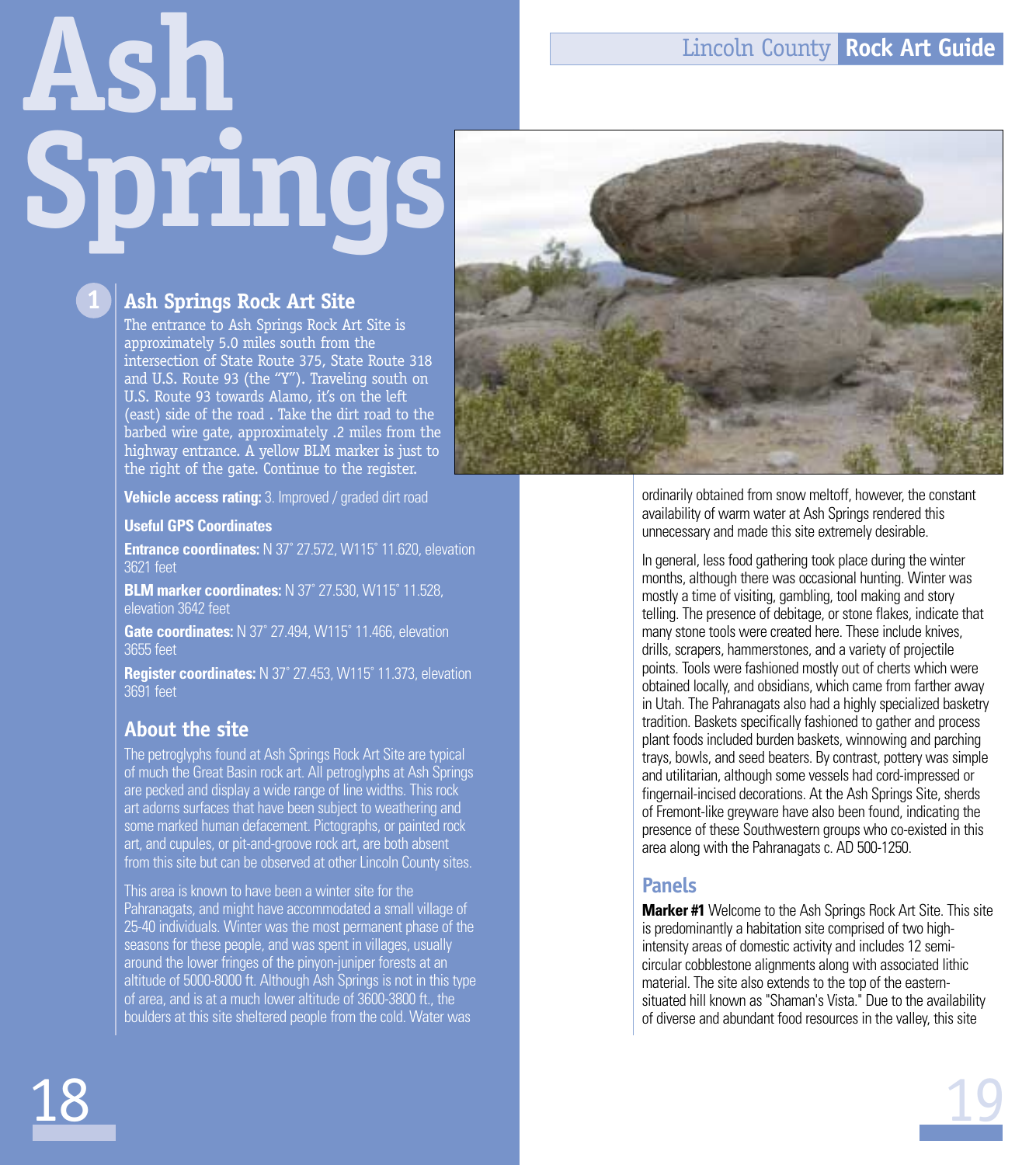# Ash Springs

## 1 Ash Springs Rock Art Site

The entrance to Ash Springs Rock Art Site is approximately 5.0 miles south from the intersection of State Route 375, State Route 318 and U.S. Route 93 (the "Y"). Traveling south on U.S. Route 93 towards Alamo, it's on the left (east) side of the road . Take the dirt road to the barbed wire gate, approximately .2 miles from the highway entrance. A yellow BLM marker is just to the right of the gate. Continue to the register.

**Vehicle access rating:** 3. Improved / graded dirt road

**Useful GPS Coordinates**

**Entrance coordinates:** N 37˚ 27.572, W115˚ 11.620, elevation 3621 feet

**BLM marker coordinates:** N 37˚ 27.530, W115˚ 11.528, elevation 3642 feet

**Gate coordinates:** N 37˚ 27.494, W115˚ 11.466, elevation 3655 feet

**Register coordinates:** N 37˚ 27.453, W115˚ 11.373, elevation 3691 feet

## About the site

The petroglyphs found at Ash Springs Rock Art Site are typical of much the Great Basin rock art. All petroglyphs at Ash Springs are pecked and display a wide range of line widths. This rock art adorns surfaces that have been subject to weathering and some marked human defacement. Pictographs, or painted rock art, and cupules, or pit-and-groove rock art, are both absent from this site but can be observed at other Lincoln County sites.

This area is known to have been a winter site for the Pahranagats, and might have accommodated a small village of 25-40 individuals. Winter was the most permanent phase of the seasons for these people, and was spent in villages, usually around the lower fringes of the pinyon-juniper forests at an altitude of 5000-8000 ft. Although Ash Springs is not in this type of area, and is at a much lower altitude of 3600-3800 ft., the boulders at this site sheltered people from the cold. Water was ordinarily obtained from snow meltoff, however, the constant availability of warm water at Ash Springs rendered this unnecessary and made this site extremely desirable.

In general, less food gathering took place during the winter months, although there was occasional hunting. Winter was mostly a time of visiting, gambling, tool making and story telling. The presence of debitage, or stone flakes, indicate that many stone tools were created here. These include knives, drills, scrapers, hammerstones, and a variety of projectile points. Tools were fashioned mostly out of cherts which were obtained locally, and obsidians, which came from farther away in Utah. The Pahranagats also had a highly specialized basketry tradition. Baskets specifically fashioned to gather and process plant foods included burden baskets, winnowing and parching trays, bowls, and seed beaters. By contrast, pottery was simple and utilitarian, although some vessels had cord-impressed or fingernail-incised decorations. At the Ash Springs Site, sherds of Fremont-like greyware have also been found, indicating the presence of these Southwestern groups who co-existed in this area along with the Pahranagats c. AD 500-1250.

## Panels

**Marker #1** Welcome to the Ash Springs Rock Art Site. This site is predominantly a habitation site comprised of two high-intensity areas of domestic activity and includes 12 semi-circular cobblestone alignments along with associated lithic material. The site also extends to the top of the eastern-situated hill known as "Shaman's Vista." Due to the availability of diverse and abundant food resources in the valley, this site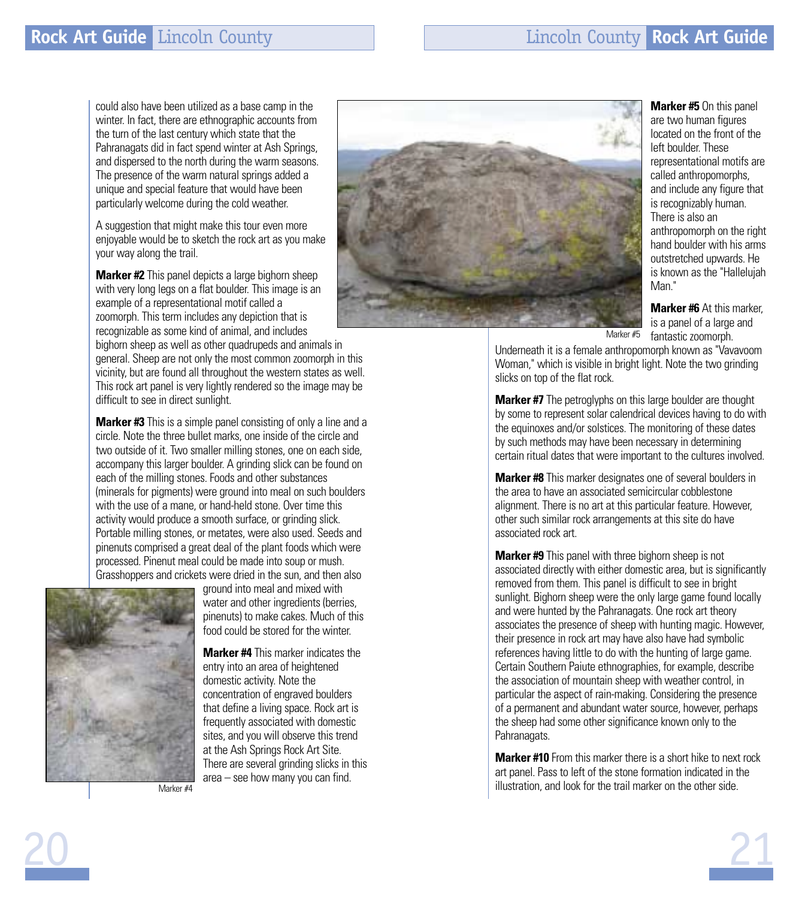could also have been utilized as a base camp in the winter. In fact, there are ethnographic accounts from the turn of the last century which state that the Pahranagats did in fact spend winter at Ash Springs, and dispersed to the north during the warm seasons. The presence of the warm natural springs added a unique and special feature that would have been particularly welcome during the cold weather.

A suggestion that might make this tour even more enjoyable would be to sketch the rock art as you make your way along the trail.

**Marker #2** This panel depicts a large bighorn sheep with very long legs on a flat boulder. This image is an example of a representational motif called a zoomorph. This term includes any depiction that is recognizable as some kind of animal, and includes bighorn sheep as well as other quadrupeds and animals in general. Sheep are not only the most common zoomorph in this vicinity, but are found all throughout the western states as well. This rock art panel is very lightly rendered so the image may be difficult to see in direct sunlight.

**Marker #3** This is a simple panel consisting of only a line and a circle. Note the three bullet marks, one inside of the circle and two outside of it. Two smaller milling stones, one on each side, accompany this larger boulder. A grinding slick can be found on each of the milling stones. Foods and other substances (minerals for pigments) were ground into meal on such boulders with the use of a mane, or hand-held stone. Over time this activity would produce a smooth surface, or grinding slick. Portable milling stones, or metates, were also used. Seeds and pinenuts comprised a great deal of the plant foods which were processed. Pinenut meal could be made into soup or mush. Grasshoppers and crickets were dried in the sun, and then also ground into meal and mixed with water and other ingredients (berries, pinenuts) to make cakes. Much of this food could be stored for the winter.

Marker #4

**Marker #4** This marker indicates the entry into an area of heightened domestic activity. Note the concentration of engraved boulders that define a living space. Rock art is frequently associated with domestic sites, and you will observe this trend at the Ash Springs Rock Art Site. There are several grinding slicks in this area – see how many you can find.

Marker #5

**Marker #5** On this panel are two human figures located on the front of the left boulder. These representational motifs are called anthropomorphs, and include any figure that is recognizably human. There is also an anthropomorph on the right hand boulder with his arms outstretched upwards. He is known as the "Hallelujah Man."

**Marker #6** At this marker, is a panel of a large and fantastic zoomorph. Underneath it is a female anthropomorph known as "Vavavoom Woman," which is visible in bright light. Note the two grinding slicks on top of the flat rock.

**Marker #7** The petroglyphs on this large boulder are thought by some to represent solar calendrical devices having to do with the equinoxes and/or solstices. The monitoring of these dates by such methods may have been necessary in determining certain ritual dates that were important to the cultures involved.

**Marker #8** This marker designates one of several boulders in the area to have an associated semicircular cobblestone alignment. There is no art at this particular feature. However, other such similar rock arrangements at this site do have associated rock art.

**Marker #9** This panel with three bighorn sheep is not associated directly with either domestic area, but is significantly removed from them. This panel is difficult to see in bright sunlight. Bighorn sheep were the only large game found locally and were hunted by the Pahranagats. One rock art theory associates the presence of sheep with hunting magic. However, their presence in rock art may have also have had symbolic references having little to do with the hunting of large game. Certain Southern Paiute ethnographies, for example, describe the association of mountain sheep with weather control, in particular the aspect of rain-making. Considering the presence of a permanent and abundant water source, however, perhaps the sheep had some other significance known only to the Pahranagats.

**Marker #10** From this marker there is a short hike to next rock art panel. Pass to left of the stone formation indicated in the illustration, and look for the trail marker on the other side.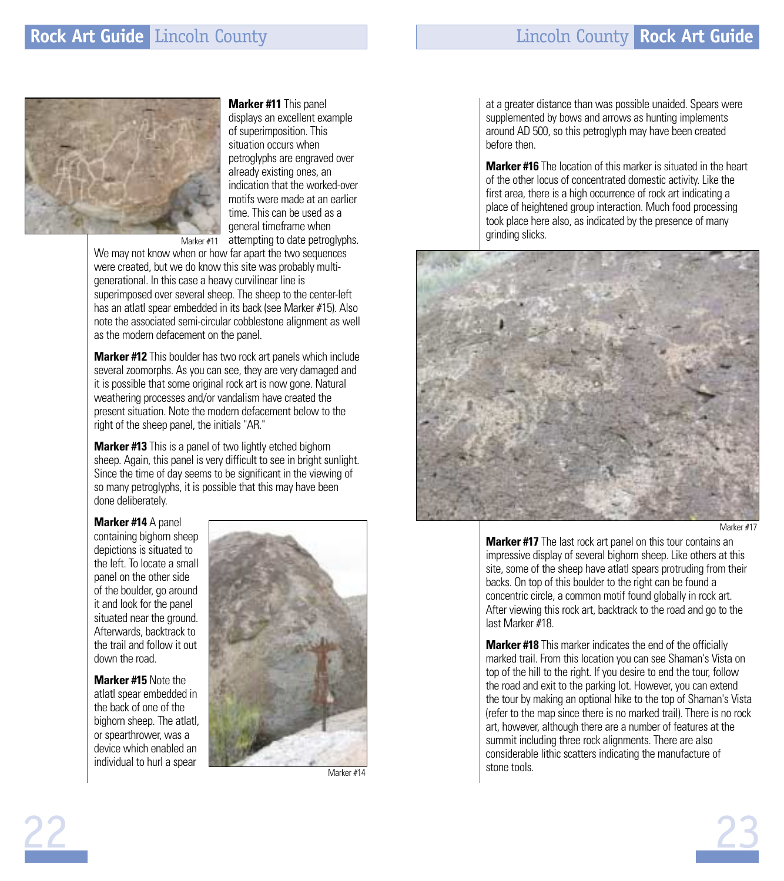Marker #11

**Marker #11** This panel displays an excellent example of superimposition. This situation occurs when petroglyphs are engraved over already existing ones, an indication that the worked-over motifs were made at an earlier time. This can be used as a general timeframe when attempting to date petroglyphs. We may not know when or how far apart the two sequences were created, but we do know this site was probably multi-generational. In this case a heavy curvilinear line is superimposed over several sheep. The sheep to the center-left has an atlatl spear embedded in its back (see Marker #15). Also note the associated semi-circular cobblestone alignment as well as the modern defacement on the panel.

**Marker #12** This boulder has two rock art panels which include several zoomorphs. As you can see, they are very damaged and it is possible that some original rock art is now gone. Natural weathering processes and/or vandalism have created the present situation. Note the modern defacement below to the right of the sheep panel, the initials "AR."

**Marker #13** This is a panel of two lightly etched bighorn sheep. Again, this panel is very difficult to see in bright sunlight. Since the time of day seems to be significant in the viewing of so many petroglyphs, it is possible that this may have been done deliberately.

**Marker #14** A panel containing bighorn sheep depictions is situated to the left. To locate a small panel on the other side of the boulder, go around it and look for the panel situated near the ground. Afterwards, backtrack to the trail and follow it out down the road.

Marker #14

**Marker #15** Note the atlatl spear embedded in the back of one of the bighorn sheep. The atlatl, or spearthrower, was a device which enabled an individual to hurl a spear at a greater distance than was possible unaided. Spears were supplemented by bows and arrows as hunting implements around AD 500, so this petroglyph may have been created before then.

**Marker #16** The location of this marker is situated in the heart of the other locus of concentrated domestic activity. Like the first area, there is a high occurrence of rock art indicating a place of heightened group interaction. Much food processing took place here also, as indicated by the presence of many grinding slicks.

Marker #17

**Marker #17** The last rock art panel on this tour contains an impressive display of several bighorn sheep. Like others at this site, some of the sheep have atlatl spears protruding from their backs. On top of this boulder to the right can be found a concentric circle, a common motif found globally in rock art. After viewing this rock art, backtrack to the road and go to the last Marker #18.

**Marker #18** This marker indicates the end of the officially marked trail. From this location you can see Shaman's Vista on top of the hill to the right. If you desire to end the tour, follow the road and exit to the parking lot. However, you can extend the tour by making an optional hike to the top of Shaman's Vista (refer to the map since there is no marked trail). There is no rock art, however, although there are a number of features at the summit including three rock alignments. There are also considerable lithic scatters indicating the manufacture of stone tools.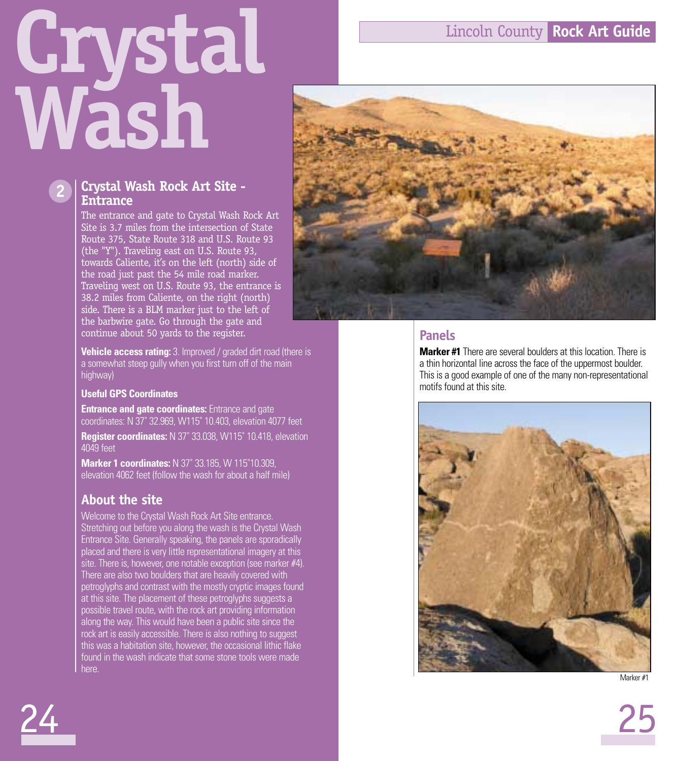# Crystal Wash

## 2 Crystal Wash Rock Art Site - Entrance

The entrance and gate to Crystal Wash Rock Art Site is 3.7 miles from the intersection of State Route 375, State Route 318 and U.S. Route 93 (the "Y"). Traveling east on U.S. Route 93, towards Caliente, it's on the left (north) side of the road just past the 54 mile road marker. Traveling west on U.S. Route 93, the entrance is 38.2 miles from Caliente, on the right (north) side. There is a BLM marker just to the left of the barbwire gate. Go through the gate and continue about 50 yards to the register.

**Vehicle access rating:** 3. Improved / graded dirt road (there is a somewhat steep gully when you first turn off of the main highway)

**Useful GPS Coordinates**

**Entrance and gate coordinates:** Entrance and gate coordinates: N 37˚ 32.969, W115˚ 10.403, elevation 4077 feet

**Register coordinates:** N 37˚ 33.038, W115˚ 10.418, elevation 4049 feet

**Marker 1 coordinates:** N 37˚ 33.185, W 115˚10.309, elevation 4062 feet (follow the wash for about a half mile)

### About the site

Welcome to the Crystal Wash Rock Art Site entrance. Stretching out before you along the wash is the Crystal Wash Entrance Site. Generally speaking, the panels are sporadically placed and there is very little representational imagery at this site. There is, however, one notable exception (see marker #4). There are also two boulders that are heavily covered with petroglyphs and contrast with the mostly cryptic images found at this site. The placement of these petroglyphs suggests a possible travel route, with the rock art providing information along the way. This would have been a public site since the rock art is easily accessible. There is also nothing to suggest this was a habitation site, however, the occasional lithic flake found in the wash indicate that some stone tools were made here.

### Panels

**Marker #1** There are several boulders at this location. There is a thin horizontal line across the face of the uppermost boulder. This is a good example of one of the many non-representational motifs found at this site.

Marker #1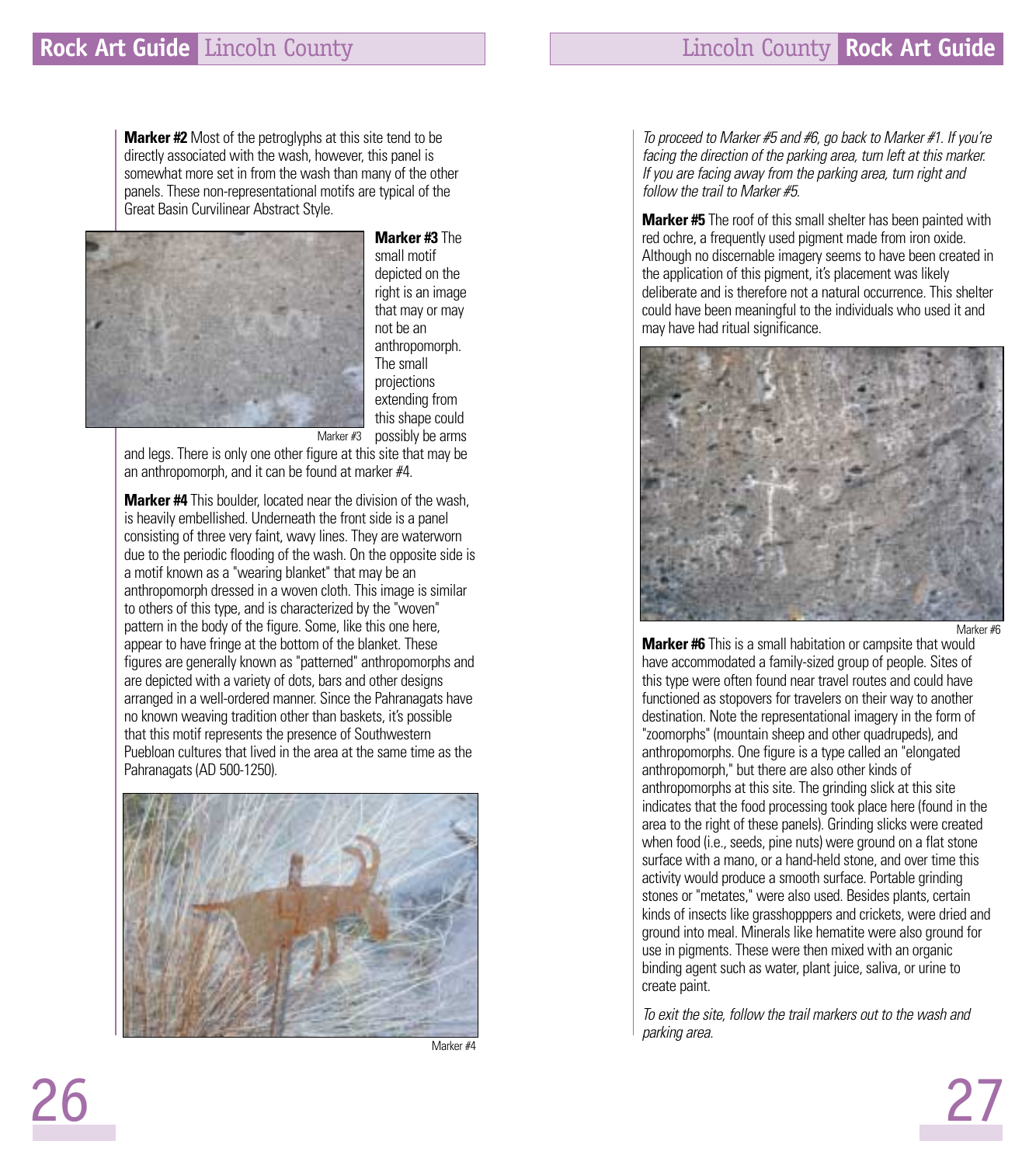**Marker #2** Most of the petroglyphs at this site tend to be directly associated with the wash, however, this panel is somewhat more set in from the wash than many of the other panels. These non-representational motifs are typical of the Great Basin Curvilinear Abstract Style.

**Marker #3** The small motif depicted on the right is an image that may or may not be an anthropomorph. The small projections extending from this shape could possibly be arms and legs. There is only one other figure at this site that may be an anthropomorph, and it can be found at marker #4.

Marker #3

**Marker #4** This boulder, located near the division of the wash, is heavily embellished. Underneath the front side is a panel consisting of three very faint, wavy lines. They are waterworn due to the periodic flooding of the wash. On the opposite side is a motif known as a "wearing blanket" that may be an anthropomorph dressed in a woven cloth. This image is similar to others of this type, and is characterized by the "woven" pattern in the body of the figure. Some, like this one here, appear to have fringe at the bottom of the blanket. These figures are generally known as "patterned" anthropomorphs and are depicted with a variety of dots, bars and other designs arranged in a well-ordered manner. Since the Pahranagats have no known weaving tradition other than baskets, it's possible that this motif represents the presence of Southwestern Puebloan cultures that lived in the area at the same time as the Pahranagats (AD 500-1250).

Marker #4

*To proceed to Marker #5 and #6, go back to Marker #1. If you're facing the direction of the parking area, turn left at this marker. If you are facing away from the parking area, turn right and follow the trail to Marker #5.*

**Marker #5** The roof of this small shelter has been painted with red ochre, a frequently used pigment made from iron oxide. Although no discernable imagery seems to have been created in the application of this pigment, it's placement was likely deliberate and is therefore not a natural occurrence. This shelter could have been meaningful to the individuals who used it and may have had ritual significance.

Marker #6

**Marker #6** This is a small habitation or campsite that would have accommodated a family-sized group of people. Sites of this type were often found near travel routes and could have functioned as stopovers for travelers on their way to another destination. Note the representational imagery in the form of "zoomorphs" (mountain sheep and other quadrupeds), and anthropomorphs. One figure is a type called an "elongated anthropomorph," but there are also other kinds of anthropomorphs at this site. The grinding slick at this site indicates that the food processing took place here (found in the area to the right of these panels). Grinding slicks were created when food (i.e., seeds, pine nuts) were ground on a flat stone surface with a mano, or a hand-held stone, and over time this activity would produce a smooth surface. Portable grinding stones or "metates," were also used. Besides plants, certain kinds of insects like grasshopppers and crickets, were dried and ground into meal. Minerals like hematite were also ground for use in pigments. These were then mixed with an organic binding agent such as water, plant juice, saliva, or urine to create paint.

*To exit the site, follow the trail markers out to the wash and parking area.*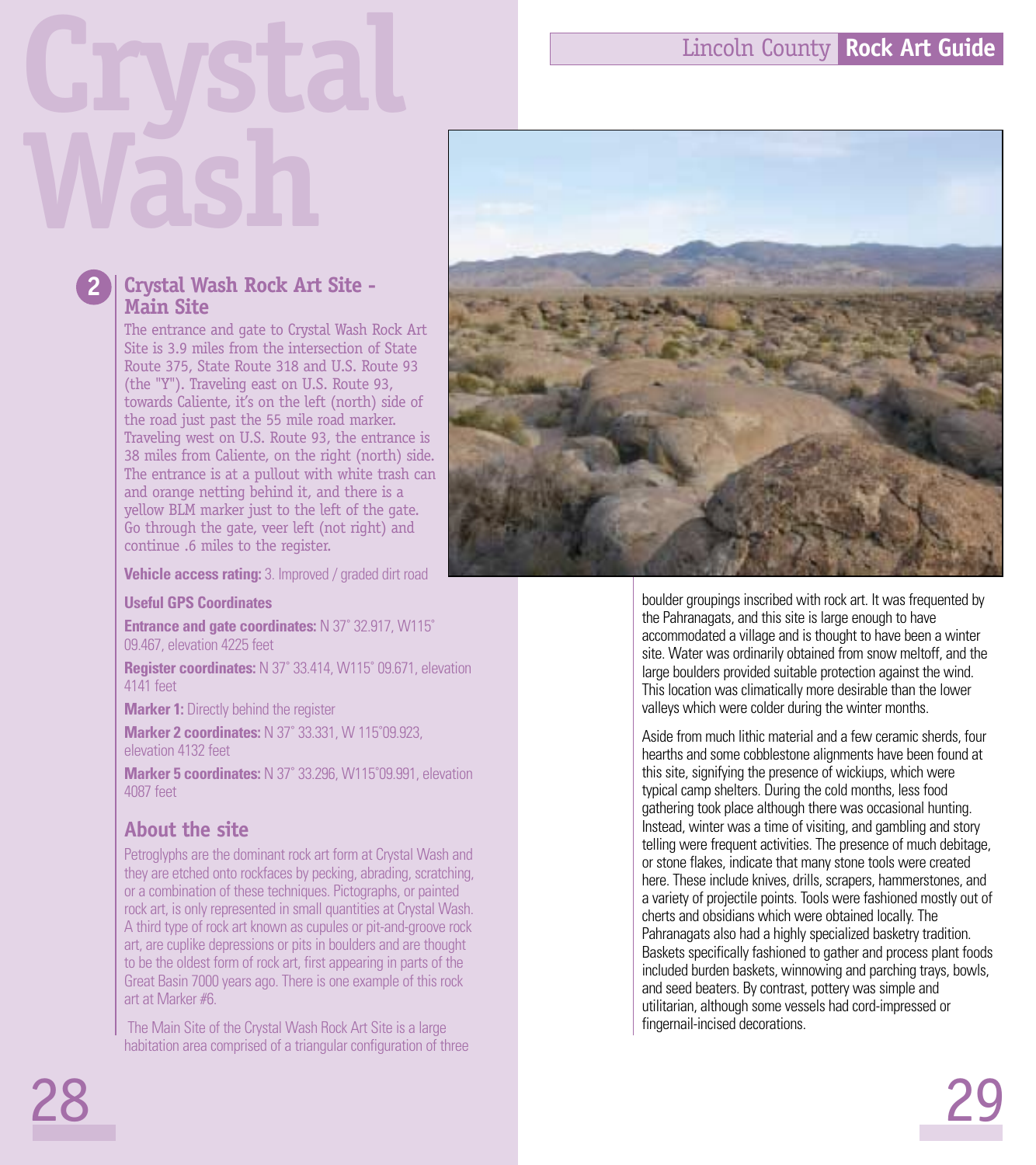# Crystal Wash

## 2 Crystal Wash Rock Art Site - Main Site

The entrance and gate to Crystal Wash Rock Art Site is 3.9 miles from the intersection of State Route 375, State Route 318 and U.S. Route 93 (the "Y"). Traveling east on U.S. Route 93, towards Caliente, it's on the left (north) side of the road just past the 55 mile road marker. Traveling west on U.S. Route 93, the entrance is 38 miles from Caliente, on the right (north) side. The entrance is at a pullout with white trash can and orange netting behind it, and there is a yellow BLM marker just to the left of the gate. Go through the gate, veer left (not right) and continue .6 miles to the register.

**Vehicle access rating:** 3. Improved / graded dirt road

**Useful GPS Coordinates**

**Entrance and gate coordinates:** N 37˚ 32.917, W115˚ 09.467, elevation 4225 feet

**Register coordinates:** N 37˚ 33.414, W115˚ 09.671, elevation 4141 feet

**Marker 1:** Directly behind the register

**Marker 2 coordinates:** N 37˚ 33.331, W 115˚09.923, elevation 4132 feet

**Marker 5 coordinates:** N 37˚ 33.296, W115˚09.991, elevation 4087 feet

### About the site

Petroglyphs are the dominant rock art form at Crystal Wash and they are etched onto rockfaces by pecking, abrading, scratching, or a combination of these techniques. Pictographs, or painted rock art, is only represented in small quantities at Crystal Wash. A third type of rock art known as cupules or pit-and-groove rock art, are cuplike depressions or pits in boulders and are thought to be the oldest form of rock art, first appearing in parts of the Great Basin 7000 years ago. There is one example of this rock art at Marker #6.

The Main Site of the Crystal Wash Rock Art Site is a large habitation area comprised of a triangular configuration of three boulder groupings inscribed with rock art. It was frequented by the Pahranagats, and this site is large enough to have accommodated a village and is thought to have been a winter site. Water was ordinarily obtained from snow meltoff, and the large boulders provided suitable protection against the wind. This location was climatically more desirable than the lower valleys which were colder during the winter months.

Aside from much lithic material and a few ceramic sherds, four hearths and some cobblestone alignments have been found at this site, signifying the presence of wickiups, which were typical camp shelters. During the cold months, less food gathering took place although there was occasional hunting. Instead, winter was a time of visiting, and gambling and story telling were frequent activities. The presence of much debitage, or stone flakes, indicate that many stone tools were created here. These include knives, drills, scrapers, hammerstones, and a variety of projectile points. Tools were fashioned mostly out of cherts and obsidians which were obtained locally. The Pahranagats also had a highly specialized basketry tradition. Baskets specifically fashioned to gather and process plant foods included burden baskets, winnowing and parching trays, bowls, and seed beaters. By contrast, pottery was simple and utilitarian, although some vessels had cord-impressed or fingernail-incised decorations.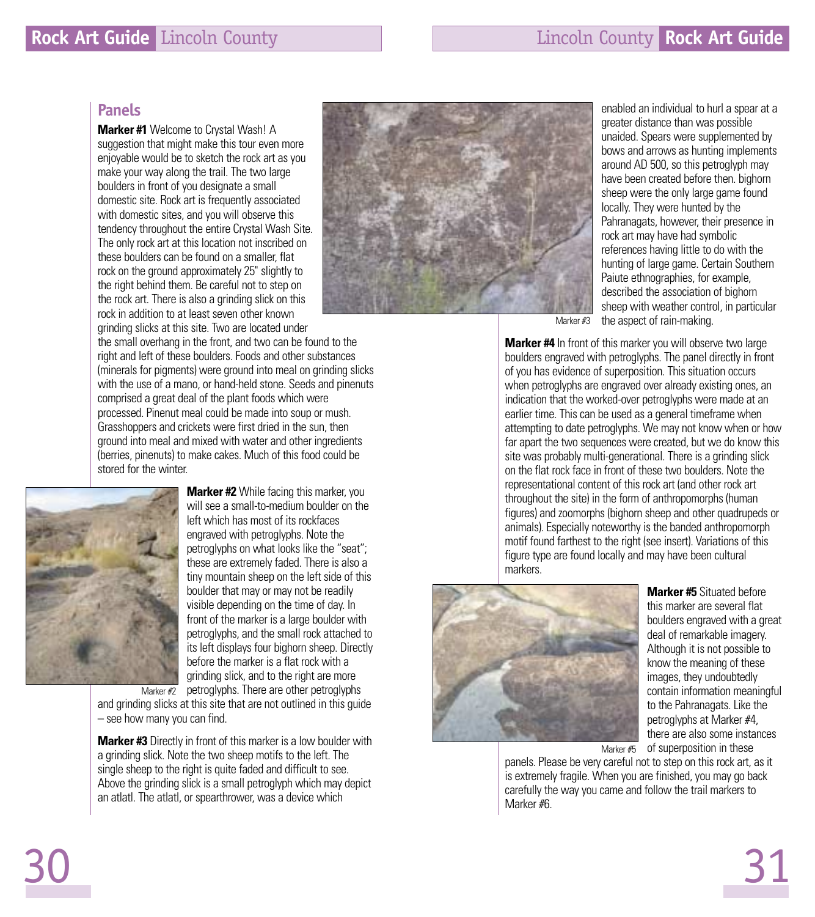## Panels

**Marker #1** Welcome to Crystal Wash! A suggestion that might make this tour even more enjoyable would be to sketch the rock art as you make your way along the trail. The two large boulders in front of you designate a small domestic site. Rock art is frequently associated with domestic sites, and you will observe this tendency throughout the entire Crystal Wash Site. The only rock art at this location not inscribed on these boulders can be found on a smaller, flat rock on the ground approximately 25" slightly to the right behind them. Be careful not to step on the rock art. There is also a grinding slick on this rock in addition to at least seven other known grinding slicks at this site. Two are located under the small overhang in the front, and two can be found to the right and left of these boulders. Foods and other substances (minerals for pigments) were ground into meal on grinding slicks with the use of a mano, or hand-held stone. Seeds and pinenuts comprised a great deal of the plant foods which were processed. Pinenut meal could be made into soup or mush. Grasshoppers and crickets were first dried in the sun, then ground into meal and mixed with water and other ingredients (berries, pinenuts) to make cakes. Much of this food could be stored for the winter.

Marker #2

**Marker #2** While facing this marker, you will see a small-to-medium boulder on the left which has most of its rockfaces engraved with petroglyphs. Note the petroglyphs on what looks like the "seat"; these are extremely faded. There is also a tiny mountain sheep on the left side of this boulder that may or may not be readily visible depending on the time of day. In front of the marker is a large boulder with petroglyphs, and the small rock attached to its left displays four bighorn sheep. Directly before the marker is a flat rock with a grinding slick, and to the right are more petroglyphs. There are other petroglyphs and grinding slicks at this site that are not outlined in this guide – see how many you can find.

**Marker #3** Directly in front of this marker is a low boulder with a grinding slick. Note the two sheep motifs to the left. The single sheep to the right is quite faded and difficult to see. Above the grinding slick is a small petroglyph which may depict an atlatl. The atlatl, or spearthrower, was a device which enabled an individual to hurl a spear at a greater distance than was possible unaided. Spears were supplemented by bows and arrows as hunting implements around AD 500, so this petroglyph may have been created before then. bighorn sheep were the only large game found locally. They were hunted by the Pahranagats, however, their presence in rock art may have had symbolic references having little to do with the hunting of large game. Certain Southern Paiute ethnographies, for example, described the association of bighorn sheep with weather control, in particular the aspect of rain-making.

Marker #3

**Marker #4** In front of this marker you will observe two large boulders engraved with petroglyphs. The panel directly in front of you has evidence of superposition. This situation occurs when petroglyphs are engraved over already existing ones, an indication that the worked-over petroglyphs were made at an earlier time. This can be used as a general timeframe when attempting to date petroglyphs. We may not know when or how far apart the two sequences were created, but we do know this site was probably multi-generational. There is a grinding slick on the flat rock face in front of these two boulders. Note the representational content of this rock art (and other rock art throughout the site) in the form of anthropomorphs (human figures) and zoomorphs (bighorn sheep and other quadrupeds or animals). Especially noteworthy is the banded anthropomorph motif found farthest to the right (see insert). Variations of this figure type are found locally and may have been cultural markers.

**Marker #5** Situated before this marker are several flat boulders engraved with a great deal of remarkable imagery. Although it is not possible to know the meaning of these images, they undoubtedly contain information meaningful to the Pahranagats. Like the petroglyphs at Marker #4, there are also some instances of superposition in these panels. Please be very careful not to step on this rock art, as it is extremely fragile. When you are finished, you may go back carefully the way you came and follow the trail markers to Marker #6.

Marker #5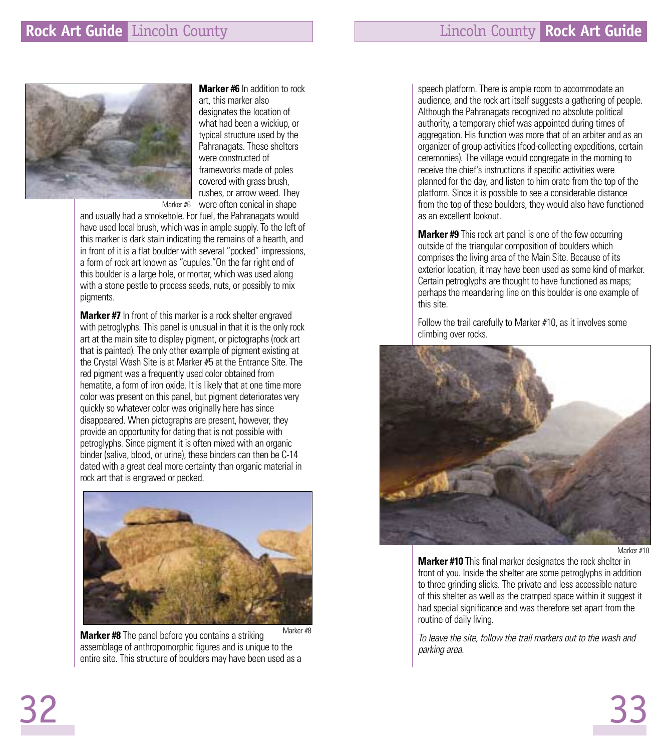Marker #6

**Marker #6** In addition to rock art, this marker also designates the location of what had been a wickiup, or typical structure used by the Pahranagats. These shelters were constructed of frameworks made of poles covered with grass brush, rushes, or arrow weed. They were often conical in shape and usually had a smokehole. For fuel, the Pahranagats would have used local brush, which was in ample supply. To the left of this marker is dark stain indicating the remains of a hearth, and in front of it is a flat boulder with several "pocked" impressions, a form of rock art known as "cupules."On the far right end of this boulder is a large hole, or mortar, which was used along with a stone pestle to process seeds, nuts, or possibly to mix pigments.

**Marker #7** In front of this marker is a rock shelter engraved with petroglyphs. This panel is unusual in that it is the only rock art at the main site to display pigment, or pictographs (rock art that is painted). The only other example of pigment existing at the Crystal Wash Site is at Marker #5 at the Entrance Site. The red pigment was a frequently used color obtained from hematite, a form of iron oxide. It is likely that at one time more color was present on this panel, but pigment deteriorates very quickly so whatever color was originally here has since disappeared. When pictographs are present, however, they provide an opportunity for dating that is not possible with petroglyphs. Since pigment it is often mixed with an organic binder (saliva, blood, or urine), these binders can then be C-14 dated with a great deal more certainty than organic material in rock art that is engraved or pecked.

Marker #8

**Marker #8** The panel before you contains a striking assemblage of anthropomorphic figures and is unique to the entire site. This structure of boulders may have been used as a speech platform. There is ample room to accommodate an audience, and the rock art itself suggests a gathering of people. Although the Pahranagats recognized no absolute political authority, a temporary chief was appointed during times of aggregation. His function was more that of an arbiter and as an organizer of group activities (food-collecting expeditions, certain ceremonies). The village would congregate in the morning to receive the chief's instructions if specific activities were planned for the day, and listen to him orate from the top of the platform. Since it is possible to see a considerable distance from the top of these boulders, they would also have functioned as an excellent lookout.

**Marker #9** This rock art panel is one of the few occurring outside of the triangular composition of boulders which comprises the living area of the Main Site. Because of its exterior location, it may have been used as some kind of marker. Certain petroglyphs are thought to have functioned as maps; perhaps the meandering line on this boulder is one example of this site.

Follow the trail carefully to Marker #10, as it involves some climbing over rocks.

Marker #10

**Marker #10** This final marker designates the rock shelter in front of you. Inside the shelter are some petroglyphs in addition to three grinding slicks. The private and less accessible nature of this shelter as well as the cramped space within it suggest it had special significance and was therefore set apart from the routine of daily living.

*To leave the site, follow the trail markers out to the wash and parking area.*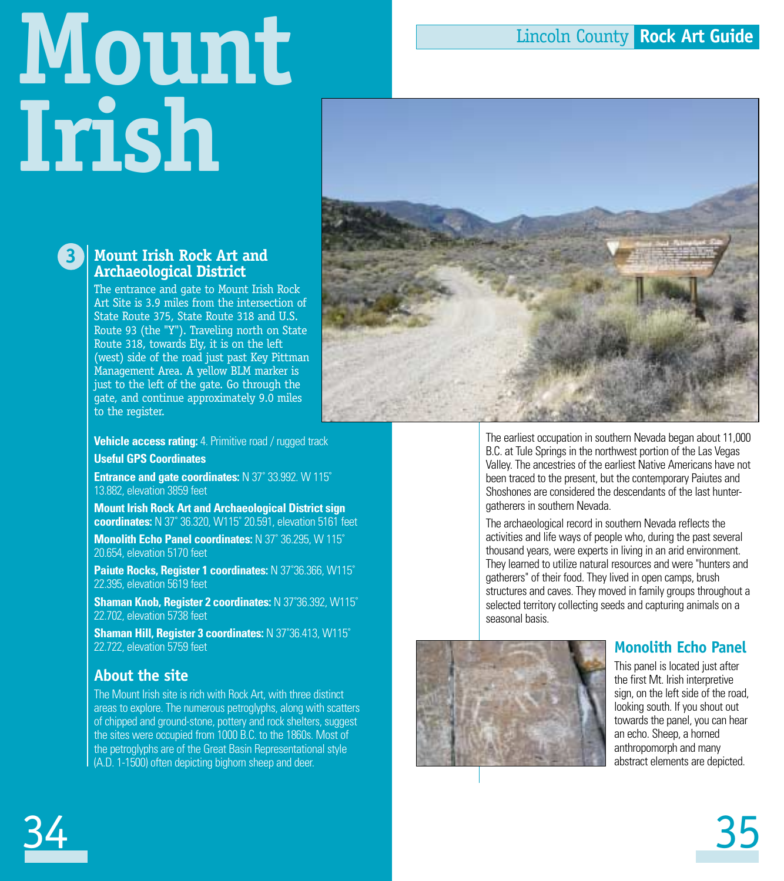# Mount Irish

## Mount Irish Rock Art and Archaeological District

The entrance and gate to Mount Irish Rock Art Site is 3.9 miles from the intersection of State Route 375, State Route 318 and U.S. Route 93 (the "Y"). Traveling north on State Route 318, towards Ely, it is on the left (west) side of the road just past Key Pittman Management Area. A yellow BLM marker is just to the left of the gate. Go through the gate, and continue approximately 9.0 miles to the register.

**Vehicle access rating:** 4. Primitive road / rugged track

**Useful GPS Coordinates**

**Entrance and gate coordinates:** N 37° 33.992. W 115° 13.882, elevation 3859 feet

**Mount Irish Rock Art and Archaeological District sign coordinates:** N 37° 36.320, W115° 20.591, elevation 5161 feet

**Monolith Echo Panel coordinates:** N 37° 36.295, W 115° 20.654, elevation 5170 feet

**Paiute Rocks, Register 1 coordinates:** N 37°36.366, W115° 22.395, elevation 5619 feet

**Shaman Knob, Register 2 coordinates:** N 37°36.392, W115° 22.702, elevation 5738 feet

**Shaman Hill, Register 3 coordinates:** N 37°36.413, W115° 22.722, elevation 5759 feet

## About the site

The Mount Irish site is rich with Rock Art, with three distinct areas to explore. The numerous petroglyphs, along with scatters of chipped and ground-stone, pottery and rock shelters, suggest the sites were occupied from 1000 B.C. to the 1860s. Most of the petroglyphs are of the Great Basin Representational style (A.D. 1-1500) often depicting bighorn sheep and deer.

The earliest occupation in southern Nevada began about 11,000 B.C. at Tule Springs in the northwest portion of the Las Vegas Valley. The ancestries of the earliest Native Americans have not been traced to the present, but the contemporary Paiutes and Shoshones are considered the descendants of the last hunter-gatherers in southern Nevada.

The archaeological record in southern Nevada reflects the activities and life ways of people who, during the past several thousand years, were experts in living in an arid environment. They learned to utilize natural resources and were "hunters and gatherers" of their food. They lived in open camps, brush structures and caves. They moved in family groups throughout a selected territory collecting seeds and capturing animals on a seasonal basis.

## Monolith Echo Panel

This panel is located just after the first Mt. Irish interpretive sign, on the left side of the road, looking south. If you shout out towards the panel, you can hear an echo. Sheep, a horned anthropomorph and many abstract elements are depicted.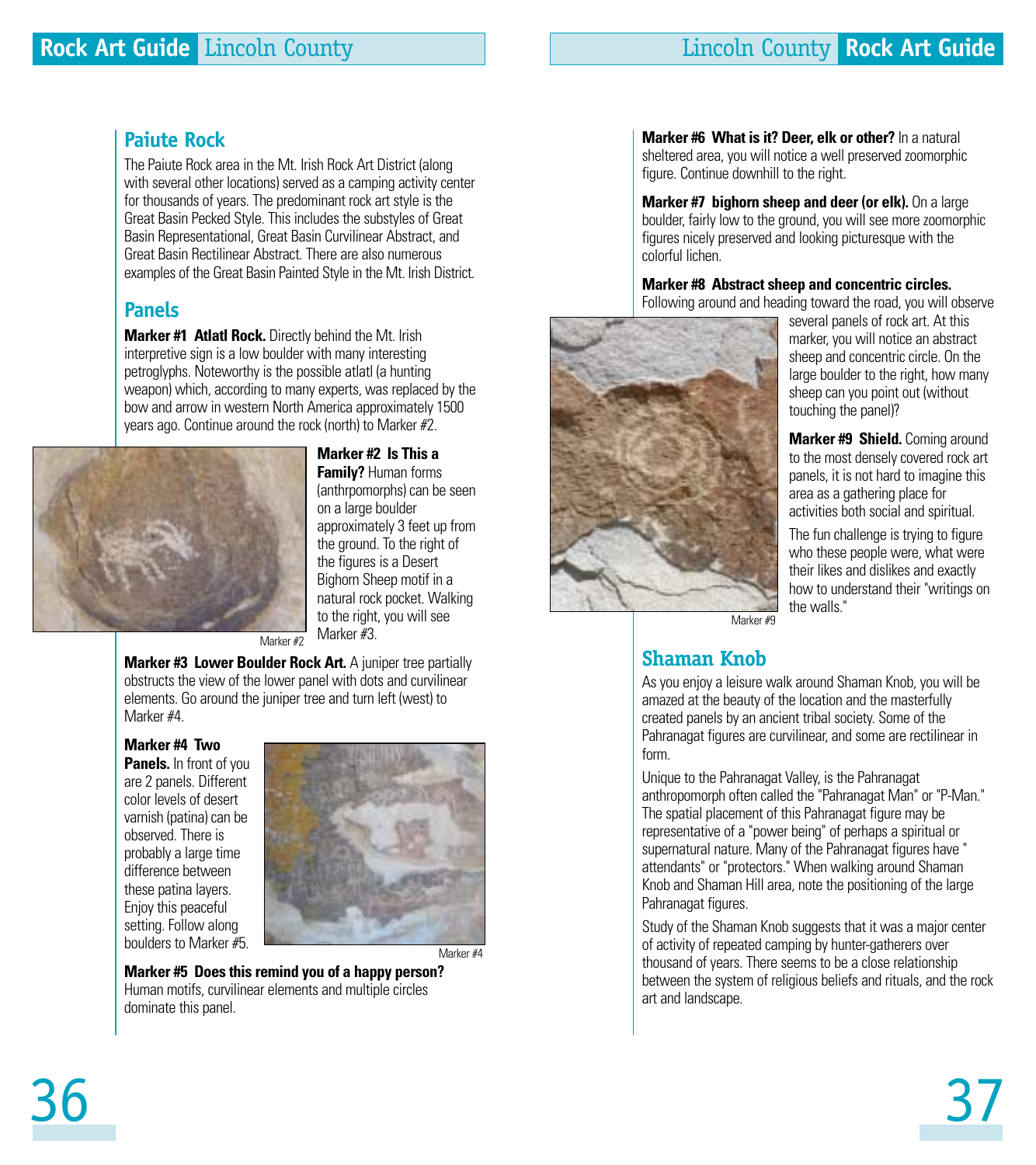## Paiute Rock

The Paiute Rock area in the Mt. Irish Rock Art District (along with several other locations) served as a camping activity center for thousands of years. The predominant rock art style is the Great Basin Pecked Style. This includes the substyles of Great Basin Representational, Great Basin Curvilinear Abstract, and Great Basin Rectilinear Abstract. There are also numerous examples of the Great Basin Painted Style in the Mt. Irish District.

## Panels

**Marker #1 Atlatl Rock.** Directly behind the Mt. Irish interpretive sign is a low boulder with many interesting petroglyphs. Noteworthy is the possible atlatl (a hunting weapon) which, according to many experts, was replaced by the bow and arrow in western North America approximately 1500 years ago. Continue around the rock (north) to Marker #2.

Marker #2

**Marker #2 Is This a Family?** Human forms (anthrpomorphs) can be seen on a large boulder approximately 3 feet up from the ground. To the right of the figures is a Desert Bighorn Sheep motif in a natural rock pocket. Walking to the right, you will see Marker #3.

**Marker #3 Lower Boulder Rock Art.** A juniper tree partially obstructs the view of the lower panel with dots and curvilinear elements. Go around the juniper tree and turn left (west) to Marker #4.

**Marker #4 Two Panels.** In front of you are 2 panels. Different color levels of desert varnish (patina) can be observed. There is probably a large time difference between these patina layers. Enjoy this peaceful setting. Follow along boulders to Marker #5.

Marker #4

**Marker #5 Does this remind you of a happy person?** Human motifs, curvilinear elements and multiple circles dominate this panel.

**Marker #6 What is it? Deer, elk or other?** In a natural sheltered area, you will notice a well preserved zoomorphic figure. Continue downhill to the right.

**Marker #7 bighorn sheep and deer (or elk).** On a large boulder, fairly low to the ground, you will see more zoomorphic figures nicely preserved and looking picturesque with the colorful lichen.

**Marker #8 Abstract sheep and concentric circles.** Following around and heading toward the road, you will observe several panels of rock art. At this marker, you will notice an abstract sheep and concentric circle. On the large boulder to the right, how many sheep can you point out (without touching the panel)?

**Marker #9 Shield.** Coming around to the most densely covered rock art panels, it is not hard to imagine this area as a gathering place for activities both social and spiritual.

The fun challenge is trying to figure who these people were, what were their likes and dislikes and exactly how to understand their "writings on the walls."

Marker #9

## Shaman Knob

As you enjoy a leisure walk around Shaman Knob, you will be amazed at the beauty of the location and the masterfully created panels by an ancient tribal society. Some of the Pahranagat figures are curvilinear, and some are rectilinear in form.

Unique to the Pahranagat Valley, is the Pahranagat anthropomorph often called the "Pahranagat Man" or "P-Man." The spatial placement of this Pahranagat figure may be representative of a "power being" of perhaps a spiritual or supernatural nature. Many of the Pahranagat figures have " attendants" or "protectors." When walking around Shaman Knob and Shaman Hill area, note the positioning of the large Pahranagat figures.

Study of the Shaman Knob suggests that it was a major center of activity of repeated camping by hunter-gatherers over thousand of years. There seems to be a close relationship between the system of religious beliefs and rituals, and the rock art and landscape.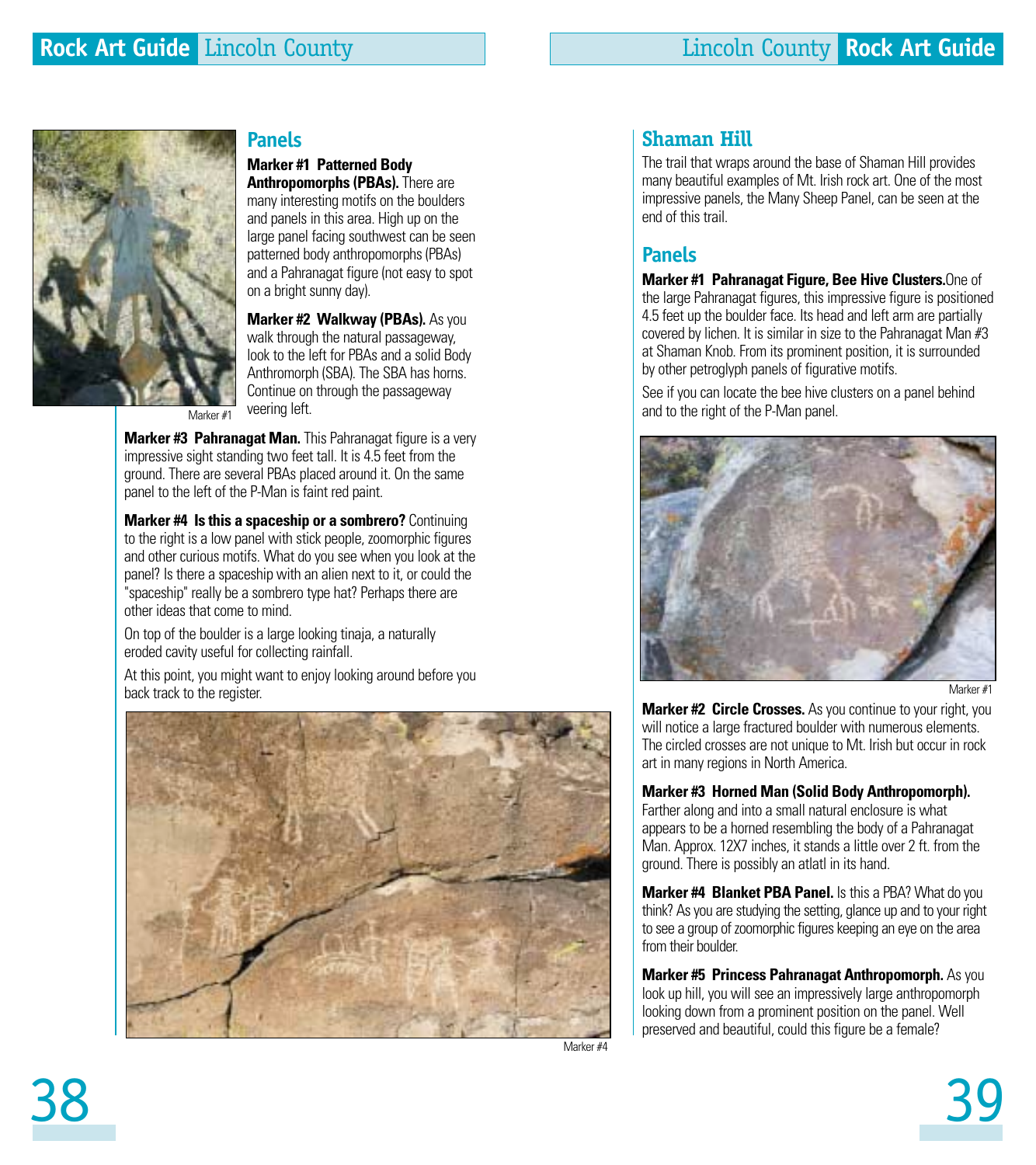## Panels

**Marker #1 Patterned Body Anthropomorphs (PBAs).** There are many interesting motifs on the boulders and panels in this area. High up on the large panel facing southwest can be seen patterned body anthropomorphs (PBAs) and a Pahranagat figure (not easy to spot on a bright sunny day).

Marker #1

**Marker #2 Walkway (PBAs).** As you walk through the natural passageway, look to the left for PBAs and a solid Body Anthromorph (SBA). The SBA has horns. Continue on through the passageway veering left.

**Marker #3 Pahranagat Man.** This Pahranagat figure is a very impressive sight standing two feet tall. It is 4.5 feet from the ground. There are several PBAs placed around it. On the same panel to the left of the P-Man is faint red paint.

**Marker #4 Is this a spaceship or a sombrero?** Continuing to the right is a low panel with stick people, zoomorphic figures and other curious motifs. What do you see when you look at the panel? Is there a spaceship with an alien next to it, or could the "spaceship" really be a sombrero type hat? Perhaps there are other ideas that come to mind.

On top of the boulder is a large looking tinaja, a naturally eroded cavity useful for collecting rainfall.

At this point, you might want to enjoy looking around before you back track to the register.

Marker #4

## Shaman Hill

The trail that wraps around the base of Shaman Hill provides many beautiful examples of Mt. Irish rock art. One of the most impressive panels, the Many Sheep Panel, can be seen at the end of this trail.

## Panels

**Marker #1 Pahranagat Figure, Bee Hive Clusters.** One of the large Pahranagat figures, this impressive figure is positioned 4.5 feet up the boulder face. Its head and left arm are partially covered by lichen. It is similar in size to the Pahranagat Man #3 at Shaman Knob. From its prominent position, it is surrounded by other petroglyph panels of figurative motifs.

See if you can locate the bee hive clusters on a panel behind and to the right of the P-Man panel.

Marker #1

**Marker #2 Circle Crosses.** As you continue to your right, you will notice a large fractured boulder with numerous elements. The circled crosses are not unique to Mt. Irish but occur in rock art in many regions in North America.

**Marker #3 Horned Man (Solid Body Anthropomorph).** Farther along and into a small natural enclosure is what appears to be a horned resembling the body of a Pahranagat Man. Approx. 12X7 inches, it stands a little over 2 ft. from the ground. There is possibly an atlatl in its hand.

**Marker #4 Blanket PBA Panel.** Is this a PBA? What do you think? As you are studying the setting, glance up and to your right to see a group of zoomorphic figures keeping an eye on the area from their boulder.

**Marker #5 Princess Pahranagat Anthropomorph.** As you look up hill, you will see an impressively large anthropomorph looking down from a prominent position on the panel. Well preserved and beautiful, could this figure be a female?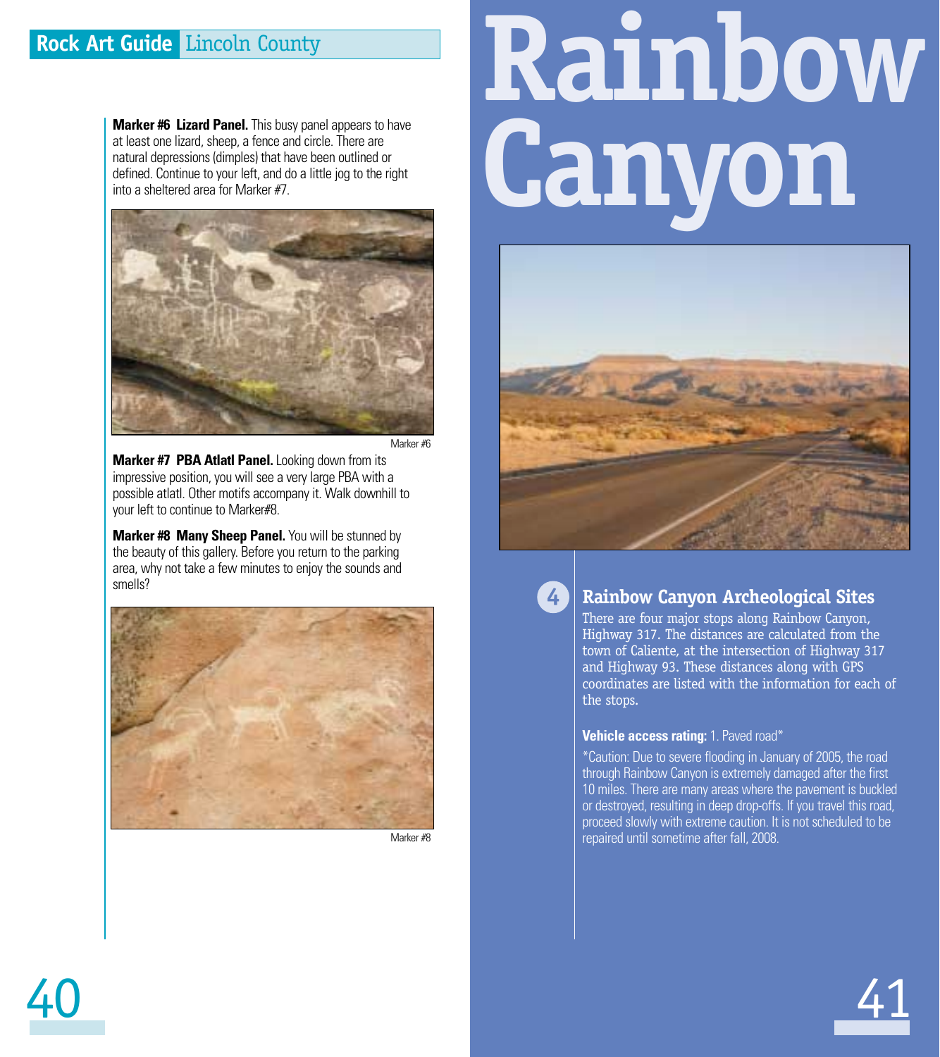**Marker #6 Lizard Panel.** This busy panel appears to have at least one lizard, sheep, a fence and circle. There are natural depressions (dimples) that have been outlined or defined. Continue to your left, and do a little jog to the right into a sheltered area for Marker #7.

Marker #6

**Marker #7 PBA Atlatl Panel.** Looking down from its impressive position, you will see a very large PBA with a possible atlatl. Other motifs accompany it. Walk downhill to your left to continue to Marker#8.

**Marker #8 Many Sheep Panel.** You will be stunned by the beauty of this gallery. Before you return to the parking area, why not take a few minutes to enjoy the sounds and smells?

Marker #8

# Rainbow Canyon

## 4 Rainbow Canyon Archeological Sites

There are four major stops along Rainbow Canyon, Highway 317. The distances are calculated from the town of Caliente, at the intersection of Highway 317 and Highway 93. These distances along with GPS coordinates are listed with the information for each of the stops.

**Vehicle access rating:** 1. Paved road*

*Caution: Due to severe flooding in January of 2005, the road through Rainbow Canyon is extremely damaged after the first 10 miles. There are many areas where the pavement is buckled or destroyed, resulting in deep drop-offs. If you travel this road, proceed slowly with extreme caution. It is not scheduled to be repaired until sometime after fall, 2008.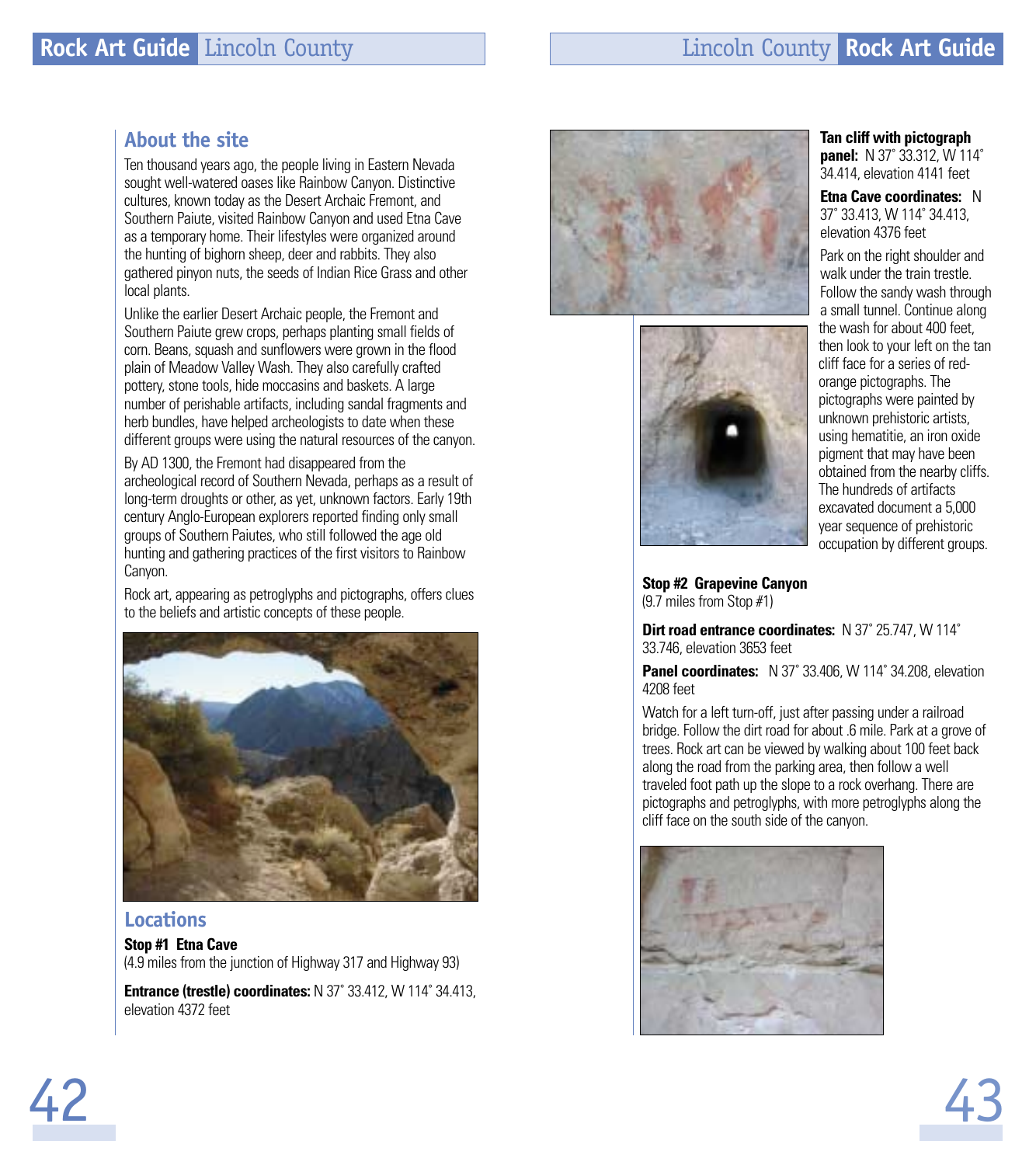## About the site

Ten thousand years ago, the people living in Eastern Nevada sought well-watered oases like Rainbow Canyon. Distinctive cultures, known today as the Desert Archaic Fremont, and Southern Paiute, visited Rainbow Canyon and used Etna Cave as a temporary home. Their lifestyles were organized around the hunting of bighorn sheep, deer and rabbits. They also gathered pinyon nuts, the seeds of Indian Rice Grass and other local plants.

Unlike the earlier Desert Archaic people, the Fremont and Southern Paiute grew crops, perhaps planting small fields of corn. Beans, squash and sunflowers were grown in the flood plain of Meadow Valley Wash. They also carefully crafted pottery, stone tools, hide moccasins and baskets. A large number of perishable artifacts, including sandal fragments and herb bundles, have helped archeologists to date when these different groups were using the natural resources of the canyon.

By AD 1300, the Fremont had disappeared from the archeological record of Southern Nevada, perhaps as a result of long-term droughts or other, as yet, unknown factors. Early 19th century Anglo-European explorers reported finding only small groups of Southern Paiutes, who still followed the age old hunting and gathering practices of the first visitors to Rainbow Canyon.

Rock art, appearing as petroglyphs and pictographs, offers clues to the beliefs and artistic concepts of these people.

## Locations

**Stop #1 Etna Cave**
(4.9 miles from the junction of Highway 317 and Highway 93)

**Entrance (trestle) coordinates:** N 37˚ 33.412, W 114˚ 34.413, elevation 4372 feet

**Tan cliff with pictograph panel:** N 37˚ 33.312, W 114˚ 34.414, elevation 4141 feet

**Etna Cave coordinates:** N 37˚ 33.413, W 114˚ 34.413, elevation 4376 feet

Park on the right shoulder and walk under the train trestle. Follow the sandy wash through a small tunnel. Continue along the wash for about 400 feet, then look to your left on the tan cliff face for a series of red-orange pictographs. The pictographs were painted by unknown prehistoric artists, using hematitie, an iron oxide pigment that may have been obtained from the nearby cliffs. The hundreds of artifacts excavated document a 5,000 year sequence of prehistoric occupation by different groups.

**Stop #2 Grapevine Canyon**
(9.7 miles from Stop #1)

**Dirt road entrance coordinates:** N 37˚ 25.747, W 114˚ 33.746, elevation 3653 feet

**Panel coordinates:** N 37˚ 33.406, W 114˚ 34.208, elevation 4208 feet

Watch for a left turn-off, just after passing under a railroad bridge. Follow the dirt road for about .6 mile. Park at a grove of trees. Rock art can be viewed by walking about 100 feet back along the road from the parking area, then follow a well traveled foot path up the slope to a rock overhang. There are pictographs and petroglyphs, with more petroglyphs along the cliff face on the south side of the canyon.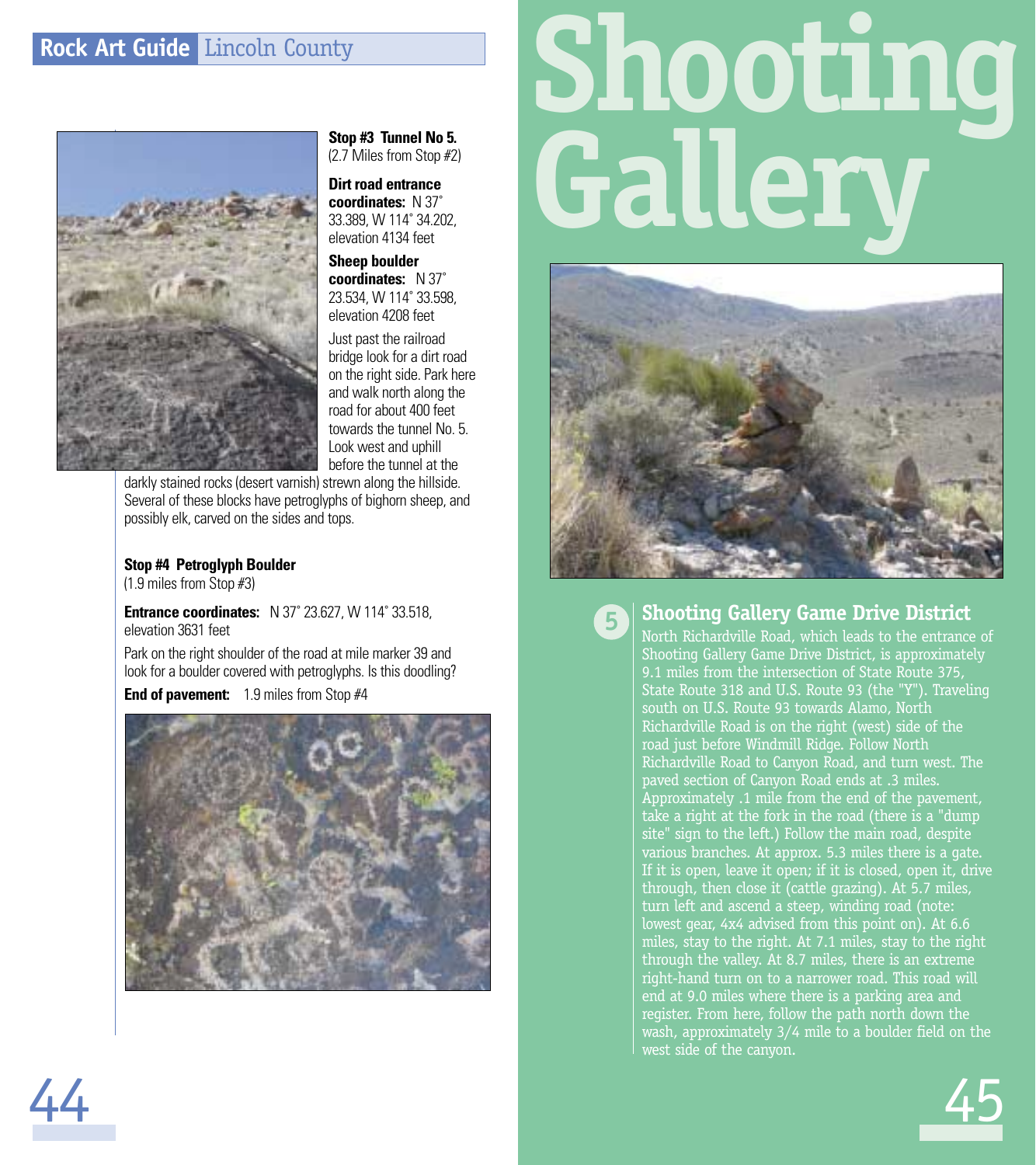### Stop #3 Tunnel No 5.

(2.7 Miles from Stop #2)

**Dirt road entrance coordinates:** N 37˚ 33.389, W 114˚ 34.202, elevation 4134 feet

**Sheep boulder coordinates:** N 37˚ 23.534, W 114˚ 33.598, elevation 4208 feet

Just past the railroad bridge look for a dirt road on the right side. Park here and walk north along the road for about 400 feet towards the tunnel No. 5. Look west and uphill before the tunnel at the darkly stained rocks (desert varnish) strewn along the hillside. Several of these blocks have petroglyphs of bighorn sheep, and possibly elk, carved on the sides and tops.

### Stop #4 Petroglyph Boulder

(1.9 miles from Stop #3)

**Entrance coordinates:** N 37˚ 23.627, W 114˚ 33.518, elevation 3631 feet

Park on the right shoulder of the road at mile marker 39 and look for a boulder covered with petroglyphs. Is this doodling?

**End of pavement:** 1.9 miles from Stop #4

# Shooting Gallery

## 5 Shooting Gallery Game Drive District

North Richardville Road, which leads to the entrance of Shooting Gallery Game Drive District, is approximately 9.1 miles from the intersection of State Route 375, State Route 318 and U.S. Route 93 (the "Y"). Traveling south on U.S. Route 93 towards Alamo, North Richardville Road is on the right (west) side of the road just before Windmill Ridge. Follow North Richardville Road to Canyon Road, and turn west. The paved section of Canyon Road ends at .3 miles. Approximately .1 mile from the end of the pavement, take a right at the fork in the road (there is a "dump site" sign to the left.) Follow the main road, despite various branches. At approx. 5.3 miles there is a gate. If it is open, leave it open; if it is closed, open it, drive through, then close it (cattle grazing). At 5.7 miles, turn left and ascend a steep, winding road (note: lowest gear, 4x4 advised from this point on). At 6.6 miles, stay to the right. At 7.1 miles, stay to the right through the valley. At 8.7 miles, there is an extreme right-hand turn on to a narrower road. This road will end at 9.0 miles where there is a parking area and register. From here, follow the path north down the wash, approximately 3/4 mile to a boulder field on the west side of the canyon.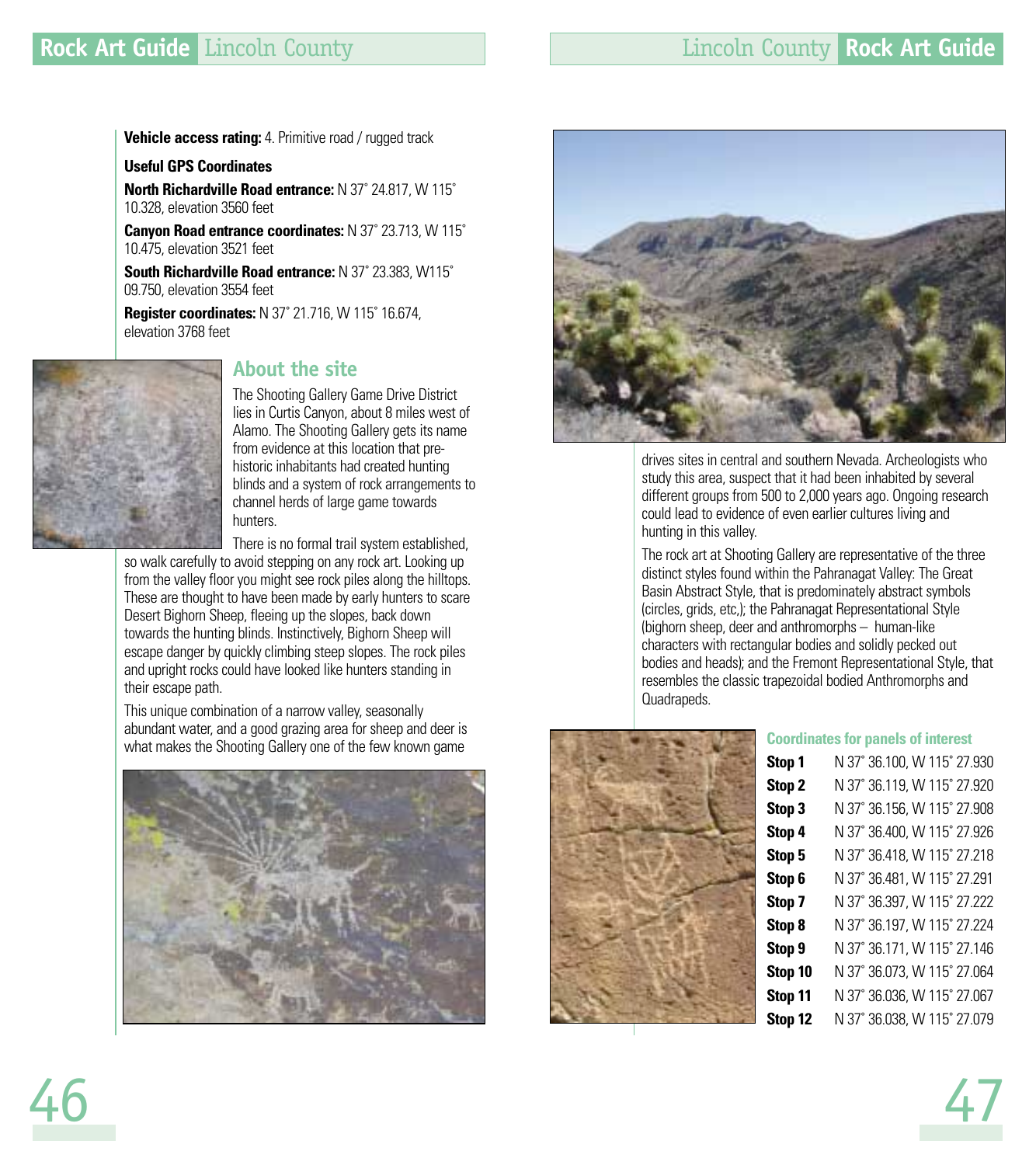**Vehicle access rating:** 4. Primitive road / rugged track

**Useful GPS Coordinates**

**North Richardville Road entrance:** N 37˚ 24.817, W 115˚ 10.328, elevation 3560 feet

**Canyon Road entrance coordinates:** N 37˚ 23.713, W 115˚ 10.475, elevation 3521 feet

**South Richardville Road entrance:** N 37˚ 23.383, W115˚ 09.750, elevation 3554 feet

**Register coordinates:** N 37˚ 21.716, W 115˚ 16.674, elevation 3768 feet

## About the site

The Shooting Gallery Game Drive District lies in Curtis Canyon, about 8 miles west of Alamo. The Shooting Gallery gets its name from evidence at this location that pre-historic inhabitants had created hunting blinds and a system of rock arrangements to channel herds of large game towards hunters.

There is no formal trail system established, so walk carefully to avoid stepping on any rock art. Looking up from the valley floor you might see rock piles along the hilltops. These are thought to have been made by early hunters to scare Desert Bighorn Sheep, fleeing up the slopes, back down towards the hunting blinds. Instinctively, Bighorn Sheep will escape danger by quickly climbing steep slopes. The rock piles and upright rocks could have looked like hunters standing in their escape path.

This unique combination of a narrow valley, seasonally abundant water, and a good grazing area for sheep and deer is what makes the Shooting Gallery one of the few known game drives sites in central and southern Nevada. Archeologists who study this area, suspect that it had been inhabited by several different groups from 500 to 2,000 years ago. Ongoing research could lead to evidence of even earlier cultures living and hunting in this valley.

The rock art at Shooting Gallery are representative of the three distinct styles found within the Pahranagat Valley: The Great Basin Abstract Style, that is predominately abstract symbols (circles, grids, etc,); the Pahranagat Representational Style (bighorn sheep, deer and anthromorphs – human-like characters with rectangular bodies and solidly pecked out bodies and heads); and the Fremont Representational Style, that resembles the classic trapezoidal bodied Anthromorphs and Quadrapeds.

### Coordinates for panels of interest

| | |
|---|---|
| **Stop 1** | N 37˚ 36.100, W 115˚ 27.930 |
| **Stop 2** | N 37˚ 36.119, W 115˚ 27.920 |
| **Stop 3** | N 37˚ 36.156, W 115˚ 27.908 |
| **Stop 4** | N 37˚ 36.400, W 115˚ 27.926 |
| **Stop 5** | N 37˚ 36.418, W 115˚ 27.218 |
| **Stop 6** | N 37˚ 36.481, W 115˚ 27.291 |
| **Stop 7** | N 37˚ 36.397, W 115˚ 27.222 |
| **Stop 8** | N 37˚ 36.197, W 115˚ 27.224 |
| **Stop 9** | N 37˚ 36.171, W 115˚ 27.146 |
| **Stop 10** | N 37˚ 36.073, W 115˚ 27.064 |
| **Stop 11** | N 37˚ 36.036, W 115˚ 27.067 |
| **Stop 12** | N 37˚ 36.038, W 115˚ 27.079 |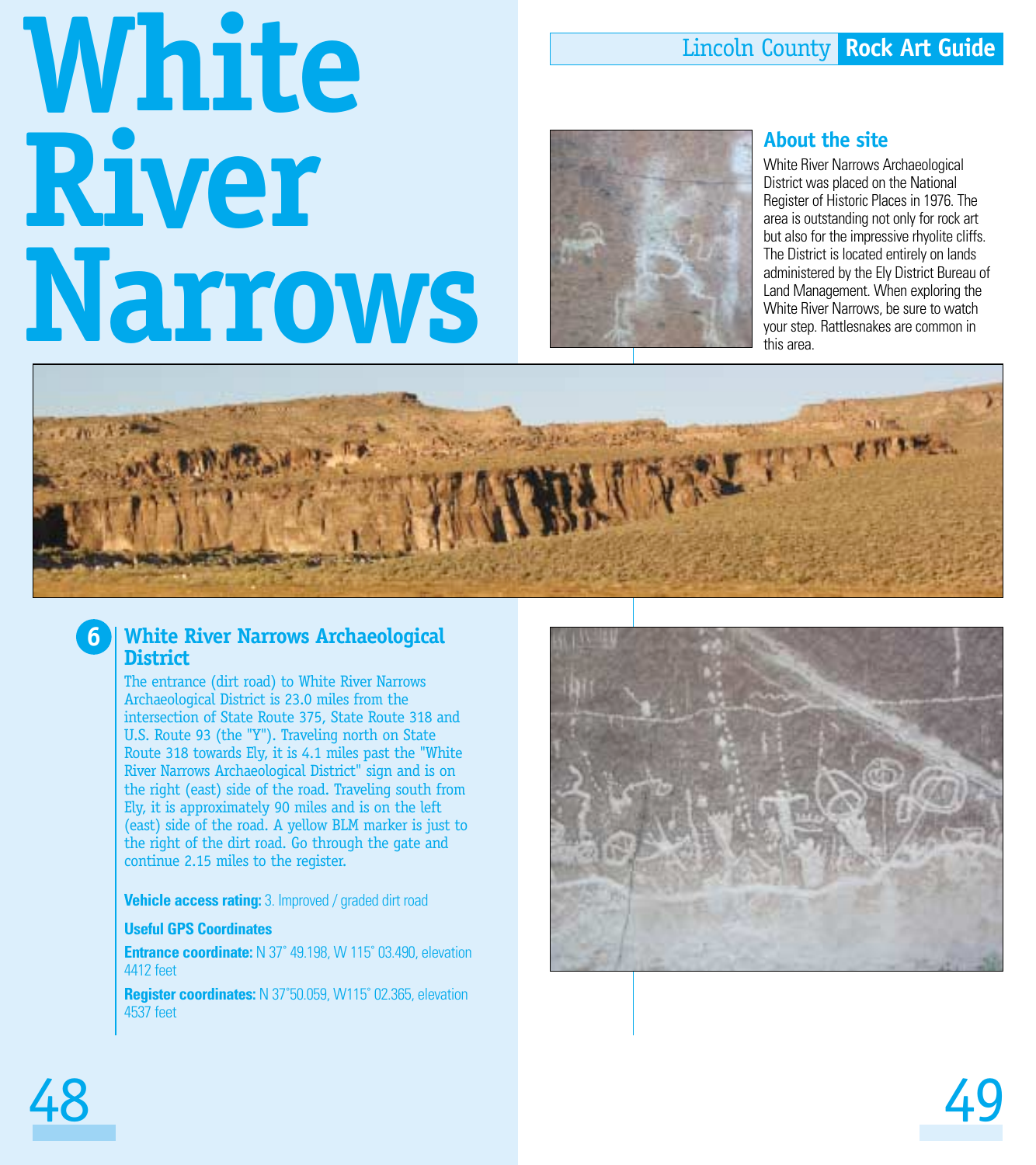# White River Narrows

Lincoln County **Rock Art Guide**

## About the site

White River Narrows Archaeological District was placed on the National Register of Historic Places in 1976. The area is outstanding not only for rock art but also for the impressive rhyolite cliffs. The District is located entirely on lands administered by the Ely District Bureau of Land Management. When exploring the White River Narrows, be sure to watch your step. Rattlesnakes are common in this area.

## 6 White River Narrows Archaeological District

The entrance (dirt road) to White River Narrows Archaeological District is 23.0 miles from the intersection of State Route 375, State Route 318 and U.S. Route 93 (the "Y"). Traveling north on State Route 318 towards Ely, it is 4.1 miles past the "White River Narrows Archaeological District" sign and is on the right (east) side of the road. Traveling south from Ely, it is approximately 90 miles and is on the left (east) side of the road. A yellow BLM marker is just to the right of the dirt road. Go through the gate and continue 2.15 miles to the register.

**Vehicle access rating:** 3. Improved / graded dirt road

**Useful GPS Coordinates**

**Entrance coordinate:** N 37° 49.198, W 115° 03.490, elevation 4412 feet

**Register coordinates:** N 37°50.059, W115° 02.365, elevation 4537 feet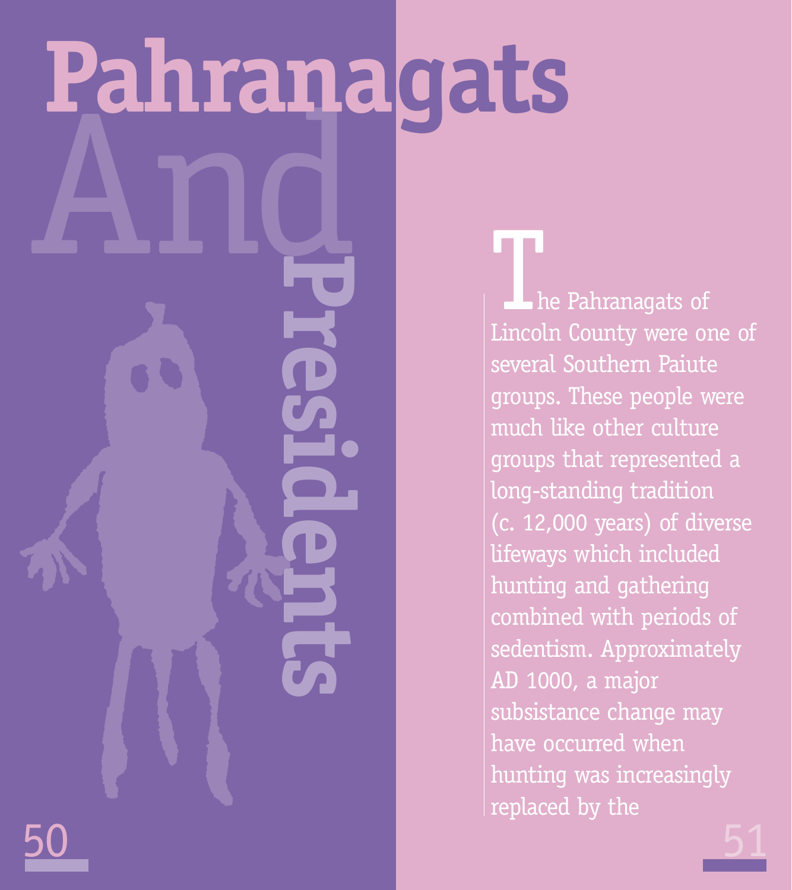# Pahranagats And Presidents

The Pahranagats of Lincoln County were one of several Southern Paiute groups. These people were much like other culture groups that represented a long-standing tradition (c. 12,000 years) of diverse lifeways which included hunting and gathering combined with periods of sedentism. Approximately AD 1000, a major subsistance change may have occurred when hunting was increasingly replaced by the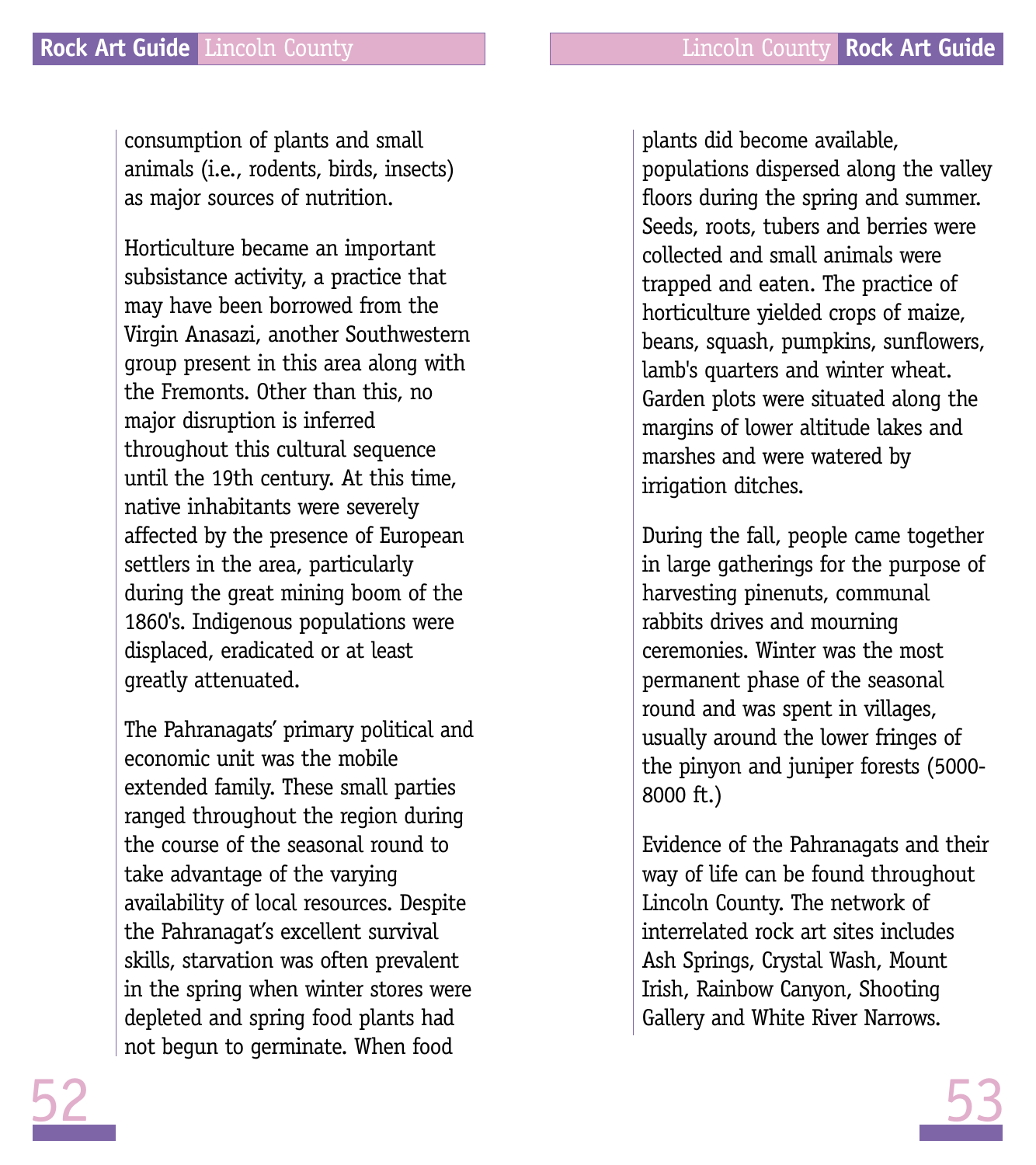consumption of plants and small animals (i.e., rodents, birds, insects) as major sources of nutrition.

Horticulture became an important subsistance activity, a practice that may have been borrowed from the Virgin Anasazi, another Southwestern group present in this area along with the Fremonts. Other than this, no major disruption is inferred throughout this cultural sequence until the 19th century. At this time, native inhabitants were severely affected by the presence of European settlers in the area, particularly during the great mining boom of the 1860's. Indigenous populations were displaced, eradicated or at least greatly attenuated.

The Pahranagats' primary political and economic unit was the mobile extended family. These small parties ranged throughout the region during the course of the seasonal round to take advantage of the varying availability of local resources. Despite the Pahranagat's excellent survival skills, starvation was often prevalent in the spring when winter stores were depleted and spring food plants had not begun to germinate. When food plants did become available, populations dispersed along the valley floors during the spring and summer. Seeds, roots, tubers and berries were collected and small animals were trapped and eaten. The practice of horticulture yielded crops of maize, beans, squash, pumpkins, sunflowers, lamb's quarters and winter wheat. Garden plots were situated along the margins of lower altitude lakes and marshes and were watered by irrigation ditches.

During the fall, people came together in large gatherings for the purpose of harvesting pinenuts, communal rabbits drives and mourning ceremonies. Winter was the most permanent phase of the seasonal round and was spent in villages, usually around the lower fringes of the pinyon and juniper forests (5000-8000 ft.)

Evidence of the Pahranagats and their way of life can be found throughout Lincoln County. The network of interrelated rock art sites includes Ash Springs, Crystal Wash, Mount Irish, Rainbow Canyon, Shooting Gallery and White River Narrows.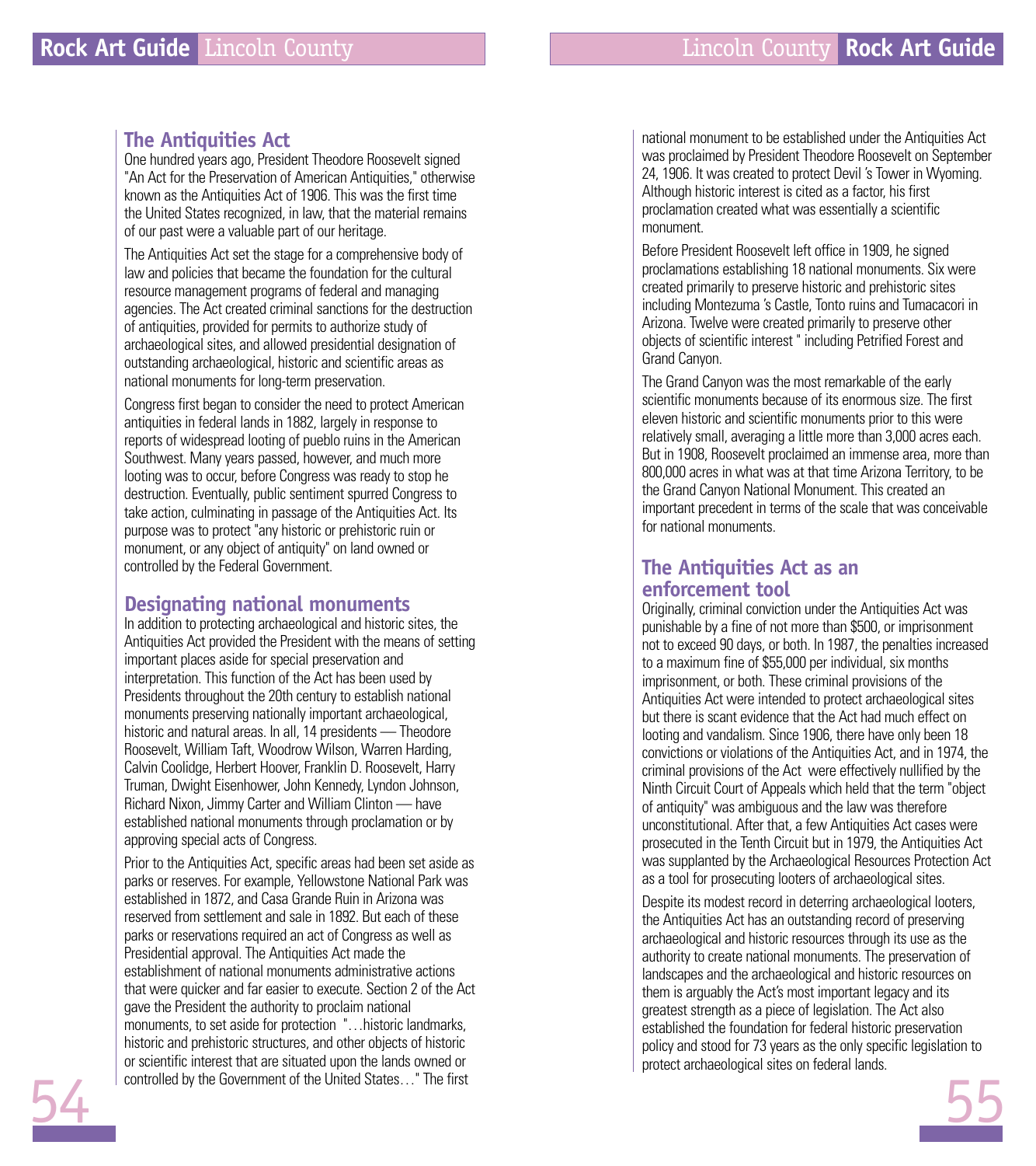## The Antiquities Act

One hundred years ago, President Theodore Roosevelt signed "An Act for the Preservation of American Antiquities," otherwise known as the Antiquities Act of 1906. This was the first time the United States recognized, in law, that the material remains of our past were a valuable part of our heritage.

The Antiquities Act set the stage for a comprehensive body of law and policies that became the foundation for the cultural resource management programs of federal and managing agencies. The Act created criminal sanctions for the destruction of antiquities, provided for permits to authorize study of archaeological sites, and allowed presidential designation of outstanding archaeological, historic and scientific areas as national monuments for long-term preservation.

Congress first began to consider the need to protect American antiquities in federal lands in 1882, largely in response to reports of widespread looting of pueblo ruins in the American Southwest. Many years passed, however, and much more looting was to occur, before Congress was ready to stop he destruction. Eventually, public sentiment spurred Congress to take action, culminating in passage of the Antiquities Act. Its purpose was to protect "any historic or prehistoric ruin or monument, or any object of antiquity" on land owned or controlled by the Federal Government.

## Designating national monuments

In addition to protecting archaeological and historic sites, the Antiquities Act provided the President with the means of setting important places aside for special preservation and interpretation. This function of the Act has been used by Presidents throughout the 20th century to establish national monuments preserving nationally important archaeological, historic and natural areas. In all, 14 presidents — Theodore Roosevelt, William Taft, Woodrow Wilson, Warren Harding, Calvin Coolidge, Herbert Hoover, Franklin D. Roosevelt, Harry Truman, Dwight Eisenhower, John Kennedy, Lyndon Johnson, Richard Nixon, Jimmy Carter and William Clinton — have established national monuments through proclamation or by approving special acts of Congress.

Prior to the Antiquities Act, specific areas had been set aside as parks or reserves. For example, Yellowstone National Park was established in 1872, and Casa Grande Ruin in Arizona was reserved from settlement and sale in 1892. But each of these parks or reservations required an act of Congress as well as Presidential approval. The Antiquities Act made the establishment of national monuments administrative actions that were quicker and far easier to execute. Section 2 of the Act gave the President the authority to proclaim national monuments, to set aside for protection "…historic landmarks, historic and prehistoric structures, and other objects of historic or scientific interest that are situated upon the lands owned or controlled by the Government of the United States…" The first national monument to be established under the Antiquities Act was proclaimed by President Theodore Roosevelt on September 24, 1906. It was created to protect Devil 's Tower in Wyoming. Although historic interest is cited as a factor, his first proclamation created what was essentially a scientific monument.

Before President Roosevelt left office in 1909, he signed proclamations establishing 18 national monuments. Six were created primarily to preserve historic and prehistoric sites including Montezuma 's Castle, Tonto ruins and Tumacacori in Arizona. Twelve were created primarily to preserve other objects of scientific interest " including Petrified Forest and Grand Canyon.

The Grand Canyon was the most remarkable of the early scientific monuments because of its enormous size. The first eleven historic and scientific monuments prior to this were relatively small, averaging a little more than 3,000 acres each. But in 1908, Roosevelt proclaimed an immense area, more than 800,000 acres in what was at that time Arizona Territory, to be the Grand Canyon National Monument. This created an important precedent in terms of the scale that was conceivable for national monuments.

## The Antiquities Act as an enforcement tool

Originally, criminal conviction under the Antiquities Act was punishable by a fine of not more than $500, or imprisonment not to exceed 90 days, or both. In 1987, the penalties increased to a maximum fine of $55,000 per individual, six months imprisonment, or both. These criminal provisions of the Antiquities Act were intended to protect archaeological sites but there is scant evidence that the Act had much effect on looting and vandalism. Since 1906, there have only been 18 convictions or violations of the Antiquities Act, and in 1974, the criminal provisions of the Act were effectively nullified by the Ninth Circuit Court of Appeals which held that the term "object of antiquity" was ambiguous and the law was therefore unconstitutional. After that, a few Antiquities Act cases were prosecuted in the Tenth Circuit but in 1979, the Antiquities Act was supplanted by the Archaeological Resources Protection Act as a tool for prosecuting looters of archaeological sites.

Despite its modest record in deterring archaeological looters, the Antiquities Act has an outstanding record of preserving archaeological and historic resources through its use as the authority to create national monuments. The preservation of landscapes and the archaeological and historic resources on them is arguably the Act's most important legacy and its greatest strength as a piece of legislation. The Act also established the foundation for federal historic preservation policy and stood for 73 years as the only specific legislation to protect archaeological sites on federal lands.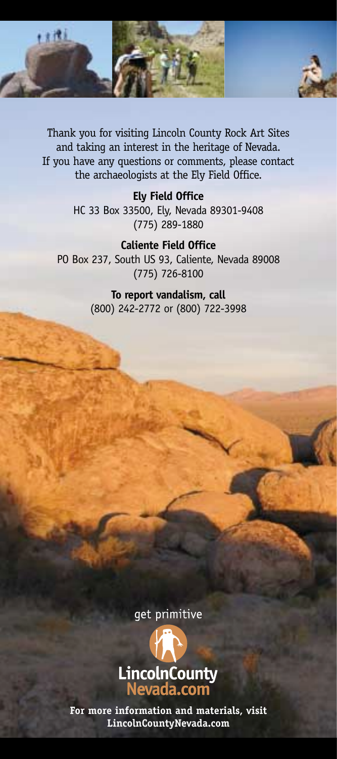Thank you for visiting Lincoln County Rock Art Sites and taking an interest in the heritage of Nevada. If you have any questions or comments, please contact the archaeologists at the Ely Field Office.

**Ely Field Office**
HC 33 Box 33500, Ely, Nevada 89301-9408
(775) 289-1880

**Caliente Field Office**
PO Box 237, South US 93, Caliente, Nevada 89008
(775) 726-8100

**To report vandalism, call**
(800) 242-2772 or (800) 722-3998

get primitive

LincolnCounty
Nevada.com

**For more information and materials, visit LincolnCountyNevada.com**